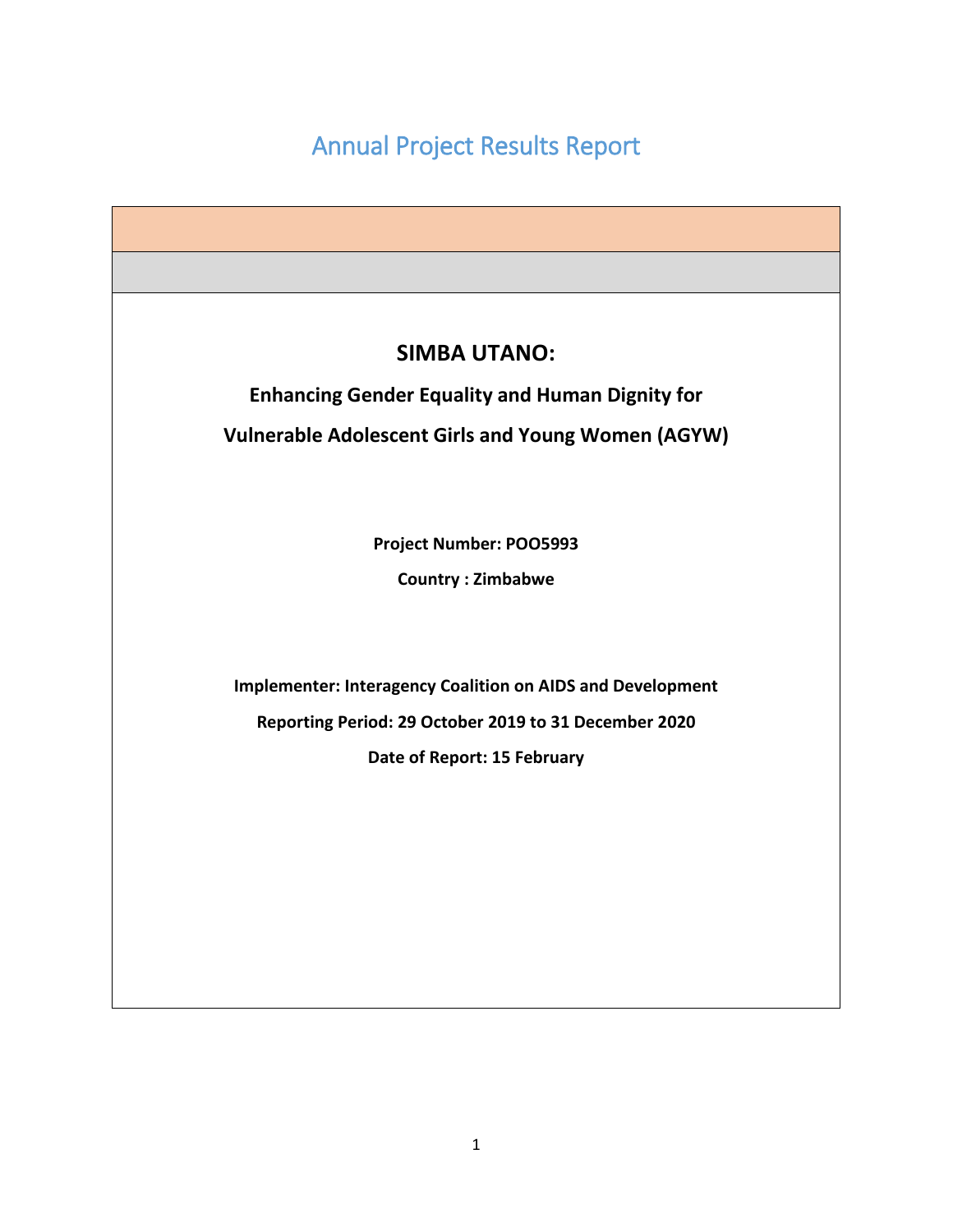# Annual Project Results Report

## SIMBA UTANO:

**Enhancing Gender Equality and Human Dignity for**

**Vulnerable Adolescent Girls and Young Women (AGYW)**

**Project Number: POO5993**

**Country : Zimbabwe**

**Implementer: Interagency Coalition on AIDS and Development**

**Reporting Period: 29 October 2019 to 31 December 2020**

**Date of Report: 15 February**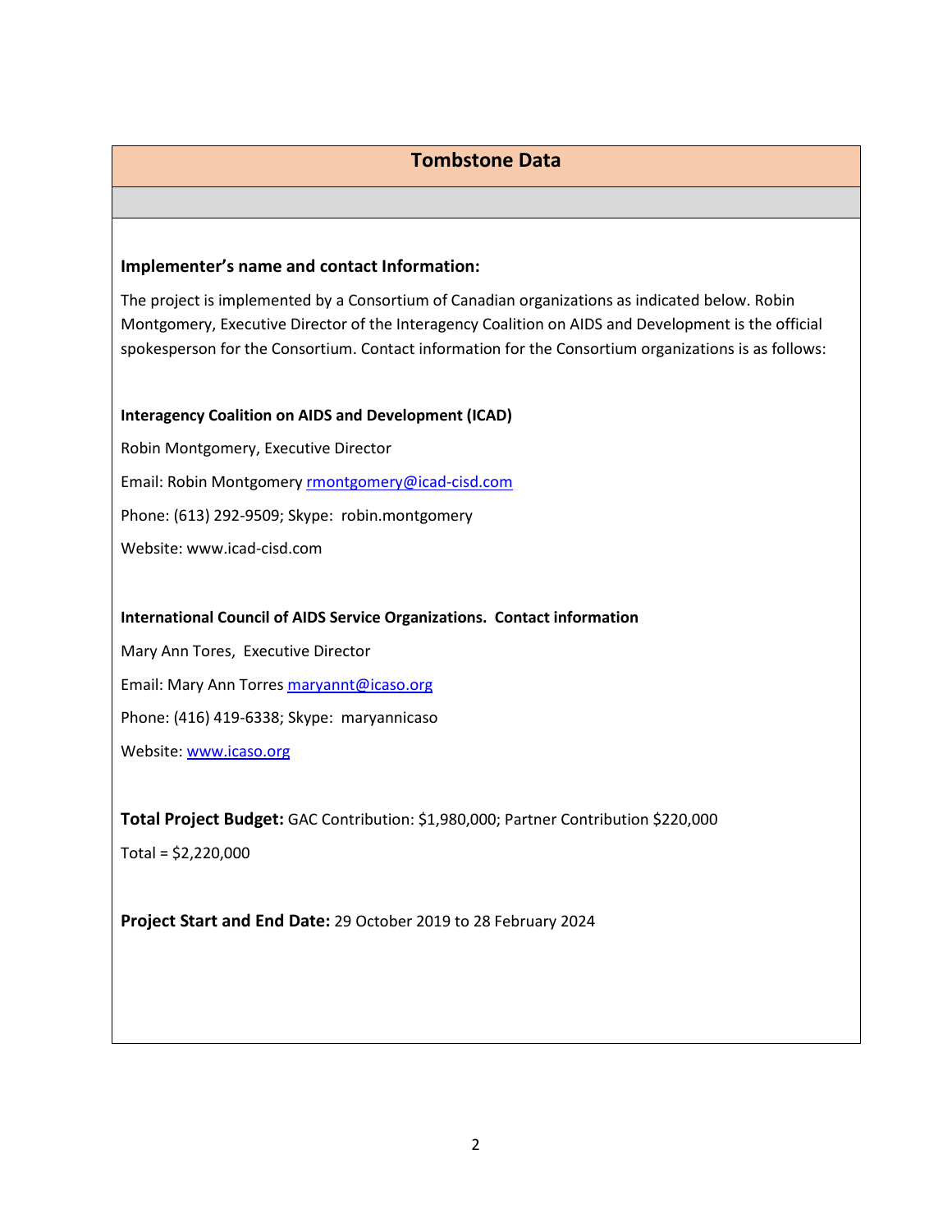## Tombstone Data

**Implementer's name and contact Information:**

The project is implemented by a Consortium of Canadian organizations as indicated below. Robin Montgomery, Executive Director of the Interagency Coalition on AIDS and Development is the official spokesperson for the Consortium. Contact information for the Consortium organizations is as follows:

**Interagency Coalition on AIDS and Development (ICAD)**

Robin Montgomery, Executive Director

Email: Robin Montgomery rmontgomery@icad-cisd.com

Phone: (613) 292-9509; Skype: robin.montgomery

Website: www.icad-cisd.com

**International Council of AIDS Service Organizations. Contact information**

Mary Ann Tores, Executive Director

Email: Mary Ann Torres maryannt@icaso.org

Phone: (416) 419-6338; Skype: maryannicaso

Website: www.icaso.org

**Total Project Budget:** GAC Contribution: $1,980,000; Partner Contribution $220,000

Total = $2,220,000

**Project Start and End Date:** 29 October 2019 to 28 February 2024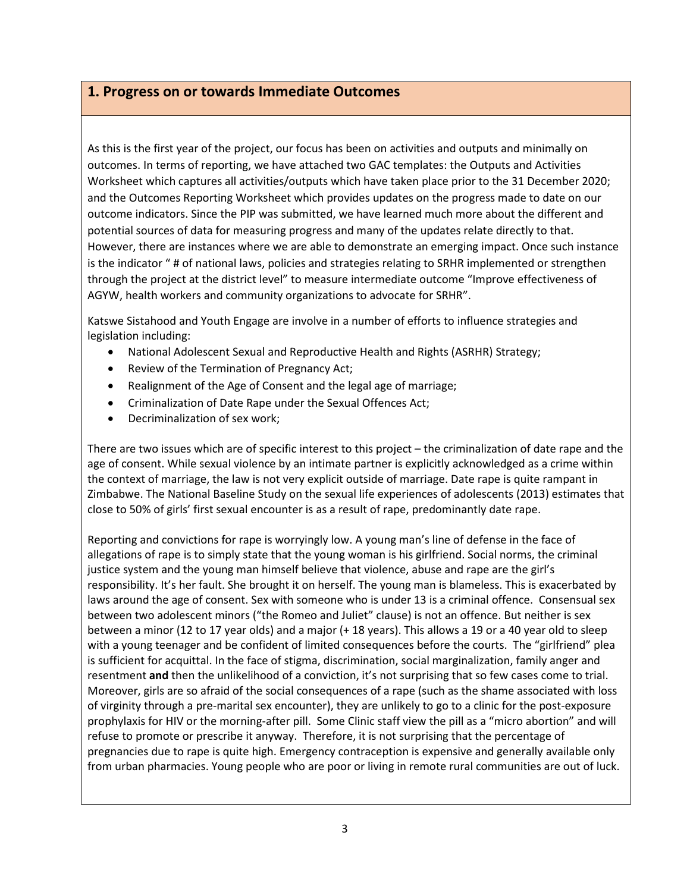## 1. Progress on or towards Immediate Outcomes

As this is the first year of the project, our focus has been on activities and outputs and minimally on outcomes. In terms of reporting, we have attached two GAC templates: the Outputs and Activities Worksheet which captures all activities/outputs which have taken place prior to the 31 December 2020; and the Outcomes Reporting Worksheet which provides updates on the progress made to date on our outcome indicators. Since the PIP was submitted, we have learned much more about the different and potential sources of data for measuring progress and many of the updates relate directly to that. However, there are instances where we are able to demonstrate an emerging impact. Once such instance is the indicator " # of national laws, policies and strategies relating to SRHR implemented or strengthen through the project at the district level" to measure intermediate outcome "Improve effectiveness of AGYW, health workers and community organizations to advocate for SRHR".

Katswe Sistahood and Youth Engage are involve in a number of efforts to influence strategies and legislation including:

- National Adolescent Sexual and Reproductive Health and Rights (ASRHR) Strategy;
- Review of the Termination of Pregnancy Act;
- Realignment of the Age of Consent and the legal age of marriage;
- Criminalization of Date Rape under the Sexual Offences Act;
- Decriminalization of sex work;

There are two issues which are of specific interest to this project – the criminalization of date rape and the age of consent. While sexual violence by an intimate partner is explicitly acknowledged as a crime within the context of marriage, the law is not very explicit outside of marriage. Date rape is quite rampant in Zimbabwe. The National Baseline Study on the sexual life experiences of adolescents (2013) estimates that close to 50% of girls' first sexual encounter is as a result of rape, predominantly date rape.

Reporting and convictions for rape is worryingly low. A young man's line of defense in the face of allegations of rape is to simply state that the young woman is his girlfriend. Social norms, the criminal justice system and the young man himself believe that violence, abuse and rape are the girl's responsibility. It's her fault. She brought it on herself. The young man is blameless. This is exacerbated by laws around the age of consent. Sex with someone who is under 13 is a criminal offence. Consensual sex between two adolescent minors ("the Romeo and Juliet" clause) is not an offence. But neither is sex between a minor (12 to 17 year olds) and a major (+ 18 years). This allows a 19 or a 40 year old to sleep with a young teenager and be confident of limited consequences before the courts. The "girlfriend" plea is sufficient for acquittal. In the face of stigma, discrimination, social marginalization, family anger and resentment **and** then the unlikelihood of a conviction, it's not surprising that so few cases come to trial. Moreover, girls are so afraid of the social consequences of a rape (such as the shame associated with loss of virginity through a pre-marital sex encounter), they are unlikely to go to a clinic for the post-exposure prophylaxis for HIV or the morning-after pill. Some Clinic staff view the pill as a "micro abortion" and will refuse to promote or prescribe it anyway. Therefore, it is not surprising that the percentage of pregnancies due to rape is quite high. Emergency contraception is expensive and generally available only from urban pharmacies. Young people who are poor or living in remote rural communities are out of luck.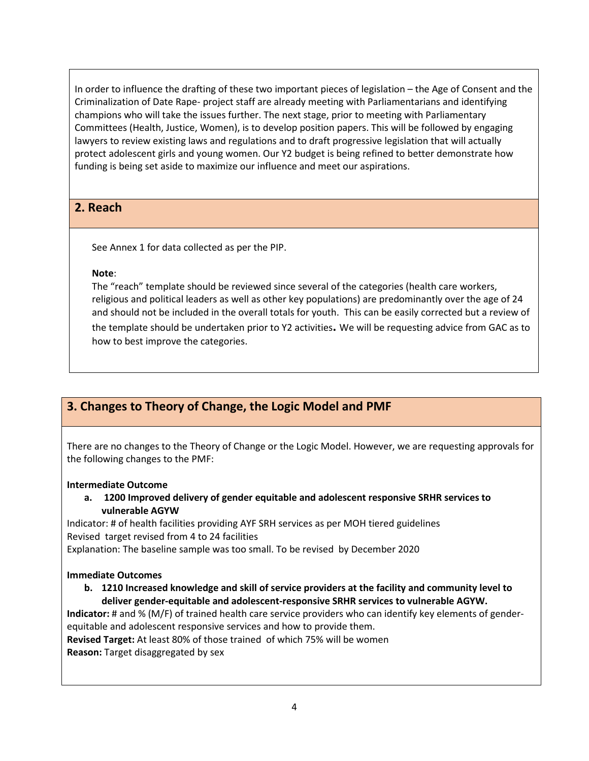In order to influence the drafting of these two important pieces of legislation – the Age of Consent and the Criminalization of Date Rape- project staff are already meeting with Parliamentarians and identifying champions who will take the issues further. The next stage, prior to meeting with Parliamentary Committees (Health, Justice, Women), is to develop position papers. This will be followed by engaging lawyers to review existing laws and regulations and to draft progressive legislation that will actually protect adolescent girls and young women. Our Y2 budget is being refined to better demonstrate how funding is being set aside to maximize our influence and meet our aspirations.

## 2. Reach

See Annex 1 for data collected as per the PIP.

**Note**:
The "reach" template should be reviewed since several of the categories (health care workers, religious and political leaders as well as other key populations) are predominantly over the age of 24 and should not be included in the overall totals for youth. This can be easily corrected but a review of the template should be undertaken prior to Y2 activities. We will be requesting advice from GAC as to how to best improve the categories.

## 3. Changes to Theory of Change, the Logic Model and PMF

There are no changes to the Theory of Change or the Logic Model. However, we are requesting approvals for the following changes to the PMF:

**Intermediate Outcome**

a. **1200 Improved delivery of gender equitable and adolescent responsive SRHR services to vulnerable AGYW**

Indicator: # of health facilities providing AYF SRH services as per MOH tiered guidelines
Revised target revised from 4 to 24 facilities
Explanation: The baseline sample was too small. To be revised by December 2020

**Immediate Outcomes**

b. **1210 Increased knowledge and skill of service providers at the facility and community level to deliver gender-equitable and adolescent-responsive SRHR services to vulnerable AGYW.**

**Indicator:** # and % (M/F) of trained health care service providers who can identify key elements of gender-equitable and adolescent responsive services and how to provide them.
**Revised Target:** At least 80% of those trained of which 75% will be women
**Reason:** Target disaggregated by sex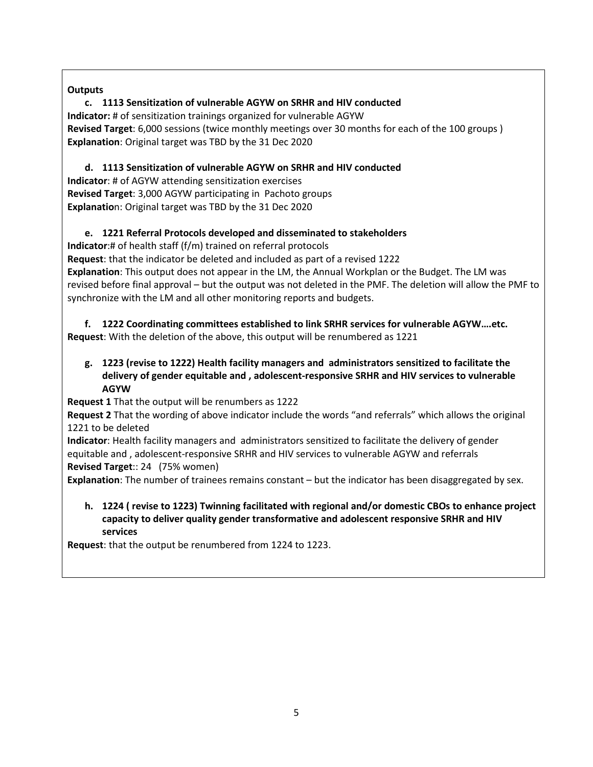**Outputs**

**c. 1113 Sensitization of vulnerable AGYW on SRHR and HIV conducted**

**Indicator:** # of sensitization trainings organized for vulnerable AGYW
**Revised Target**: 6,000 sessions (twice monthly meetings over 30 months for each of the 100 groups )
**Explanation**: Original target was TBD by the 31 Dec 2020

**d. 1113 Sensitization of vulnerable AGYW on SRHR and HIV conducted**

**Indicator**: # of AGYW attending sensitization exercises
**Revised Target**: 3,000 AGYW participating in Pachoto groups
**Explanation**: Original target was TBD by the 31 Dec 2020

**e. 1221 Referral Protocols developed and disseminated to stakeholders**

**Indicator**:# of health staff (f/m) trained on referral protocols
**Request**: that the indicator be deleted and included as part of a revised 1222
**Explanation**: This output does not appear in the LM, the Annual Workplan or the Budget. The LM was revised before final approval – but the output was not deleted in the PMF. The deletion will allow the PMF to synchronize with the LM and all other monitoring reports and budgets.

**f. 1222 Coordinating committees established to link SRHR services for vulnerable AGYW….etc.**

**Request**: With the deletion of the above, this output will be renumbered as 1221

**g. 1223 (revise to 1222) Health facility managers and administrators sensitized to facilitate the delivery of gender equitable and , adolescent-responsive SRHR and HIV services to vulnerable AGYW**

**Request 1** That the output will be renumbers as 1222
**Request 2** That the wording of above indicator include the words "and referrals" which allows the original 1221 to be deleted
**Indicator**: Health facility managers and administrators sensitized to facilitate the delivery of gender equitable and , adolescent-responsive SRHR and HIV services to vulnerable AGYW and referrals
**Revised Target**:: 24 (75% women)
**Explanation**: The number of trainees remains constant – but the indicator has been disaggregated by sex.

**h. 1224 ( revise to 1223) Twinning facilitated with regional and/or domestic CBOs to enhance project capacity to deliver quality gender transformative and adolescent responsive SRHR and HIV services**

**Request**: that the output be renumbered from 1224 to 1223.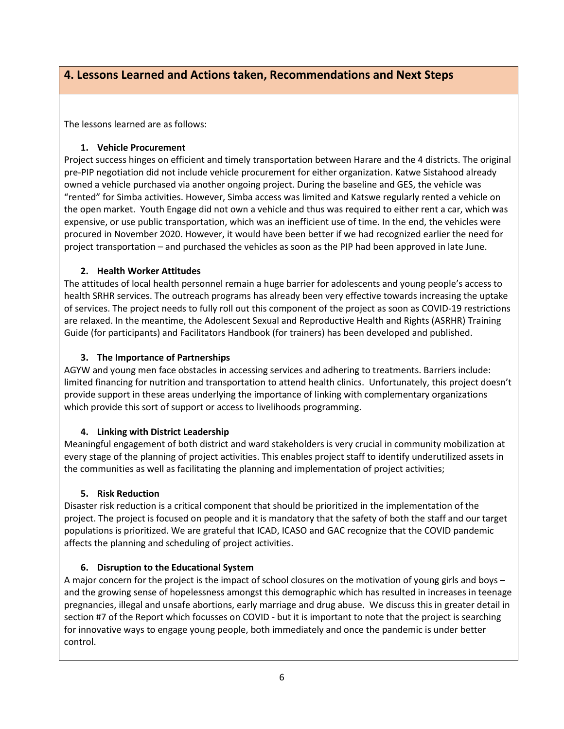## 4. Lessons Learned and Actions taken, Recommendations and Next Steps

The lessons learned are as follows:

**1. Vehicle Procurement**

Project success hinges on efficient and timely transportation between Harare and the 4 districts. The original pre-PIP negotiation did not include vehicle procurement for either organization. Katwe Sistahood already owned a vehicle purchased via another ongoing project. During the baseline and GES, the vehicle was "rented" for Simba activities. However, Simba access was limited and Katswe regularly rented a vehicle on the open market. Youth Engage did not own a vehicle and thus was required to either rent a car, which was expensive, or use public transportation, which was an inefficient use of time. In the end, the vehicles were procured in November 2020. However, it would have been better if we had recognized earlier the need for project transportation – and purchased the vehicles as soon as the PIP had been approved in late June.

**2. Health Worker Attitudes**

The attitudes of local health personnel remain a huge barrier for adolescents and young people's access to health SRHR services. The outreach programs has already been very effective towards increasing the uptake of services. The project needs to fully roll out this component of the project as soon as COVID-19 restrictions are relaxed. In the meantime, the Adolescent Sexual and Reproductive Health and Rights (ASRHR) Training Guide (for participants) and Facilitators Handbook (for trainers) has been developed and published.

**3. The Importance of Partnerships**

AGYW and young men face obstacles in accessing services and adhering to treatments. Barriers include: limited financing for nutrition and transportation to attend health clinics. Unfortunately, this project doesn't provide support in these areas underlying the importance of linking with complementary organizations which provide this sort of support or access to livelihoods programming.

**4. Linking with District Leadership**

Meaningful engagement of both district and ward stakeholders is very crucial in community mobilization at every stage of the planning of project activities. This enables project staff to identify underutilized assets in the communities as well as facilitating the planning and implementation of project activities;

**5. Risk Reduction**

Disaster risk reduction is a critical component that should be prioritized in the implementation of the project. The project is focused on people and it is mandatory that the safety of both the staff and our target populations is prioritized. We are grateful that ICAD, ICASO and GAC recognize that the COVID pandemic affects the planning and scheduling of project activities.

**6. Disruption to the Educational System**

A major concern for the project is the impact of school closures on the motivation of young girls and boys – and the growing sense of hopelessness amongst this demographic which has resulted in increases in teenage pregnancies, illegal and unsafe abortions, early marriage and drug abuse. We discuss this in greater detail in section #7 of the Report which focusses on COVID - but it is important to note that the project is searching for innovative ways to engage young people, both immediately and once the pandemic is under better control.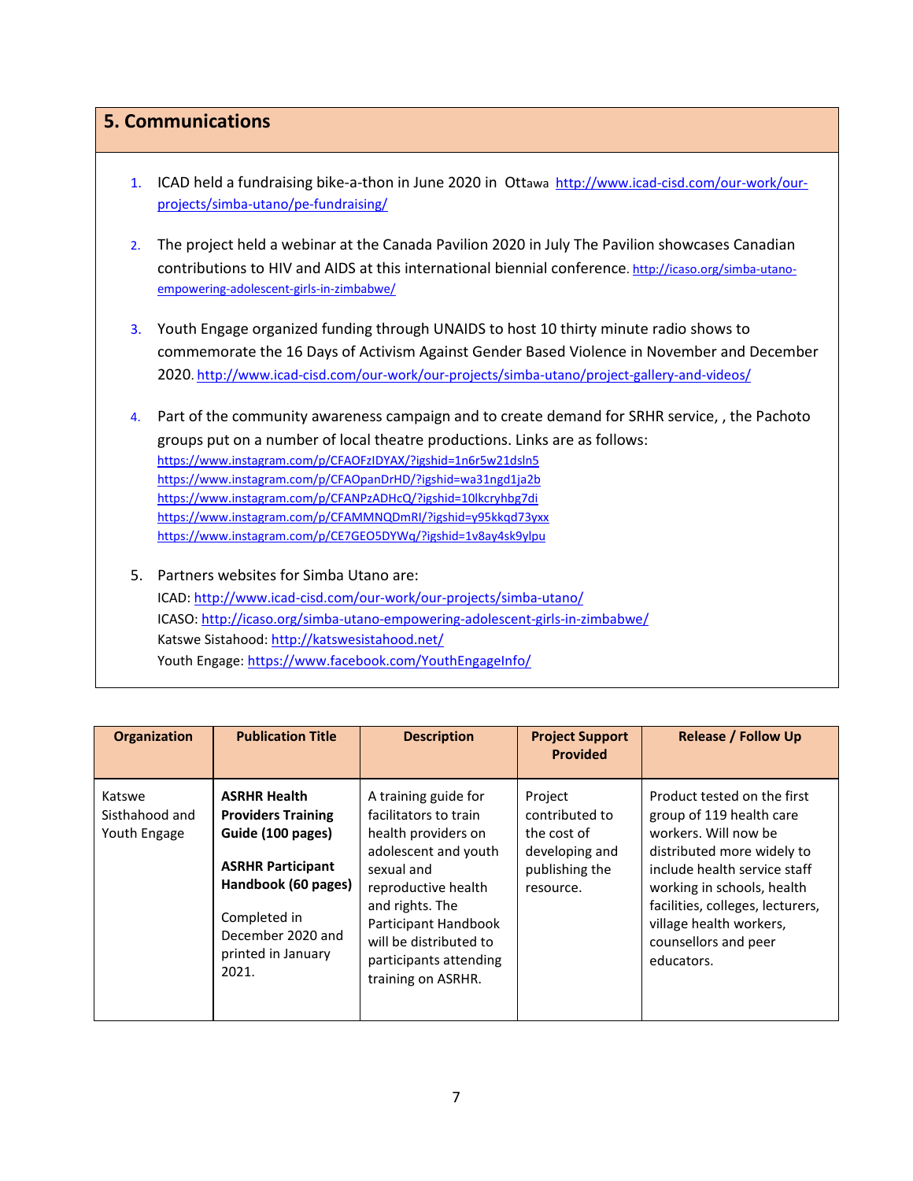## 5. Communications

1. ICAD held a fundraising bike-a-thon in June 2020 in Ottawa http://www.icad-cisd.com/our-work/our-projects/simba-utano/pe-fundraising/

2. The project held a webinar at the Canada Pavilion 2020 in July The Pavilion showcases Canadian contributions to HIV and AIDS at this international biennial conference. http://icaso.org/simba-utano-empowering-adolescent-girls-in-zimbabwe/

3. Youth Engage organized funding through UNAIDS to host 10 thirty minute radio shows to commemorate the 16 Days of Activism Against Gender Based Violence in November and December 2020. http://www.icad-cisd.com/our-work/our-projects/simba-utano/project-gallery-and-videos/

4. Part of the community awareness campaign and to create demand for SRHR service, , the Pachoto groups put on a number of local theatre productions. Links are as follows:
   https://www.instagram.com/p/CFAOFzIDYAX/?igshid=1n6r5w21dsln5
   https://www.instagram.com/p/CFAOpanDrHD/?igshid=wa31ngd1ja2b
   https://www.instagram.com/p/CFANPzADHcQ/?igshid=10lkcryhbg7di
   https://www.instagram.com/p/CFAMMNQDmRI/?igshid=y95kkqd73yxx
   https://www.instagram.com/p/CE7GEO5DYWq/?igshid=1v8ay4sk9ylpu

5. Partners websites for Simba Utano are:
   ICAD: http://www.icad-cisd.com/our-work/our-projects/simba-utano/
   ICASO: http://icaso.org/simba-utano-empowering-adolescent-girls-in-zimbabwe/
   Katswe Sistahood: http://katswesistahood.net/
   Youth Engage: https://www.facebook.com/YouthEngageInfo/

| Organization | Publication Title | Description | Project Support Provided | Release / Follow Up |
|---|---|---|---|---|
| Katswe Sisthahood and Youth Engage | **ASRHR Health Providers Training Guide (100 pages)**<br><br>**ASRHR Participant Handbook (60 pages)**<br><br>Completed in December 2020 and printed in January 2021. | A training guide for facilitators to train health providers on adolescent and youth sexual and reproductive health and rights. The Participant Handbook will be distributed to participants attending training on ASRHR. | Project contributed to the cost of developing and publishing the resource. | Product tested on the first group of 119 health care workers. Will now be distributed more widely to include health service staff working in schools, health facilities, colleges, lecturers, village health workers, counsellors and peer educators. |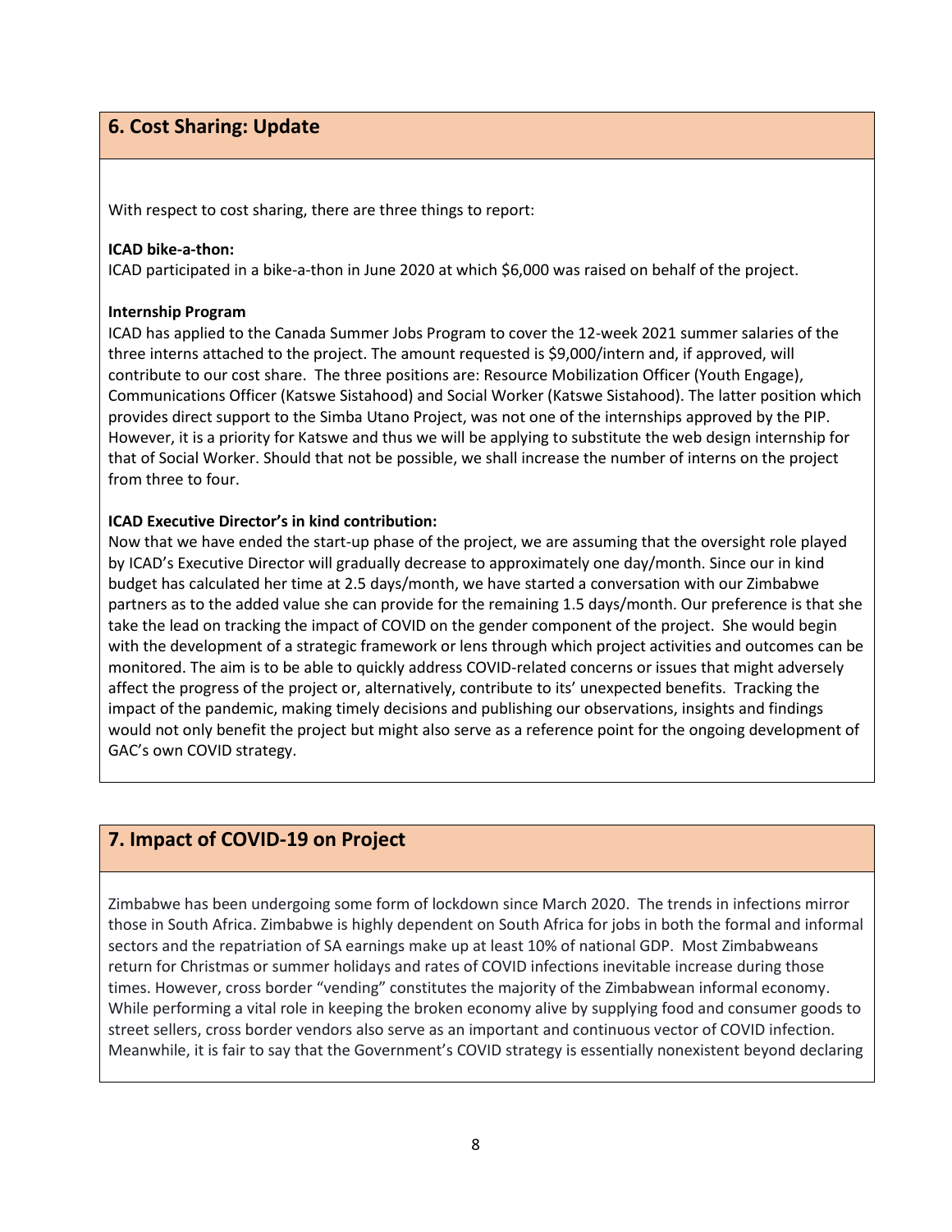## 6. Cost Sharing: Update

With respect to cost sharing, there are three things to report:

**ICAD bike-a-thon:**
ICAD participated in a bike-a-thon in June 2020 at which $6,000 was raised on behalf of the project.

**Internship Program**
ICAD has applied to the Canada Summer Jobs Program to cover the 12-week 2021 summer salaries of the three interns attached to the project. The amount requested is $9,000/intern and, if approved, will contribute to our cost share. The three positions are: Resource Mobilization Officer (Youth Engage), Communications Officer (Katswe Sistahood) and Social Worker (Katswe Sistahood). The latter position which provides direct support to the Simba Utano Project, was not one of the internships approved by the PIP. However, it is a priority for Katswe and thus we will be applying to substitute the web design internship for that of Social Worker. Should that not be possible, we shall increase the number of interns on the project from three to four.

**ICAD Executive Director's in kind contribution:**
Now that we have ended the start-up phase of the project, we are assuming that the oversight role played by ICAD's Executive Director will gradually decrease to approximately one day/month. Since our in kind budget has calculated her time at 2.5 days/month, we have started a conversation with our Zimbabwe partners as to the added value she can provide for the remaining 1.5 days/month. Our preference is that she take the lead on tracking the impact of COVID on the gender component of the project. She would begin with the development of a strategic framework or lens through which project activities and outcomes can be monitored. The aim is to be able to quickly address COVID-related concerns or issues that might adversely affect the progress of the project or, alternatively, contribute to its' unexpected benefits. Tracking the impact of the pandemic, making timely decisions and publishing our observations, insights and findings would not only benefit the project but might also serve as a reference point for the ongoing development of GAC's own COVID strategy.

## 7. Impact of COVID-19 on Project

Zimbabwe has been undergoing some form of lockdown since March 2020. The trends in infections mirror those in South Africa. Zimbabwe is highly dependent on South Africa for jobs in both the formal and informal sectors and the repatriation of SA earnings make up at least 10% of national GDP. Most Zimbabweans return for Christmas or summer holidays and rates of COVID infections inevitable increase during those times. However, cross border "vending" constitutes the majority of the Zimbabwean informal economy. While performing a vital role in keeping the broken economy alive by supplying food and consumer goods to street sellers, cross border vendors also serve as an important and continuous vector of COVID infection. Meanwhile, it is fair to say that the Government's COVID strategy is essentially nonexistent beyond declaring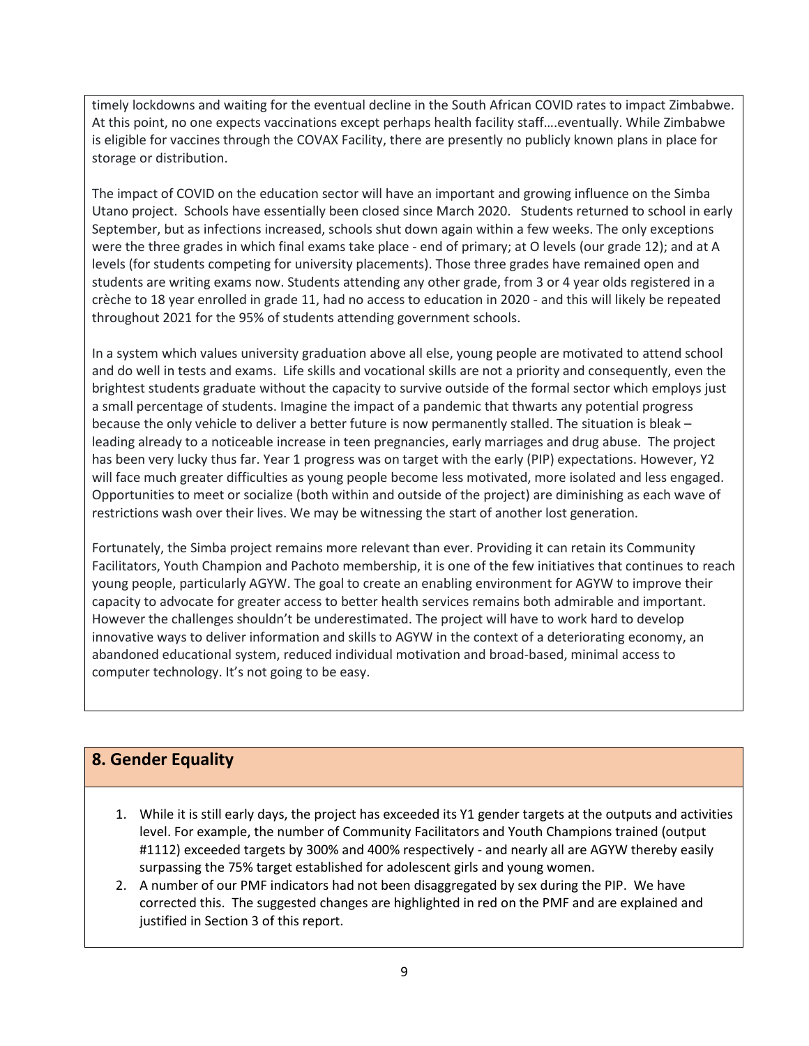timely lockdowns and waiting for the eventual decline in the South African COVID rates to impact Zimbabwe. At this point, no one expects vaccinations except perhaps health facility staff….eventually. While Zimbabwe is eligible for vaccines through the COVAX Facility, there are presently no publicly known plans in place for storage or distribution.

The impact of COVID on the education sector will have an important and growing influence on the Simba Utano project. Schools have essentially been closed since March 2020. Students returned to school in early September, but as infections increased, schools shut down again within a few weeks. The only exceptions were the three grades in which final exams take place - end of primary; at O levels (our grade 12); and at A levels (for students competing for university placements). Those three grades have remained open and students are writing exams now. Students attending any other grade, from 3 or 4 year olds registered in a crèche to 18 year enrolled in grade 11, had no access to education in 2020 - and this will likely be repeated throughout 2021 for the 95% of students attending government schools.

In a system which values university graduation above all else, young people are motivated to attend school and do well in tests and exams. Life skills and vocational skills are not a priority and consequently, even the brightest students graduate without the capacity to survive outside of the formal sector which employs just a small percentage of students. Imagine the impact of a pandemic that thwarts any potential progress because the only vehicle to deliver a better future is now permanently stalled. The situation is bleak – leading already to a noticeable increase in teen pregnancies, early marriages and drug abuse. The project has been very lucky thus far. Year 1 progress was on target with the early (PIP) expectations. However, Y2 will face much greater difficulties as young people become less motivated, more isolated and less engaged. Opportunities to meet or socialize (both within and outside of the project) are diminishing as each wave of restrictions wash over their lives. We may be witnessing the start of another lost generation.

Fortunately, the Simba project remains more relevant than ever. Providing it can retain its Community Facilitators, Youth Champion and Pachoto membership, it is one of the few initiatives that continues to reach young people, particularly AGYW. The goal to create an enabling environment for AGYW to improve their capacity to advocate for greater access to better health services remains both admirable and important. However the challenges shouldn't be underestimated. The project will have to work hard to develop innovative ways to deliver information and skills to AGYW in the context of a deteriorating economy, an abandoned educational system, reduced individual motivation and broad-based, minimal access to computer technology. It's not going to be easy.

## 8. Gender Equality

1. While it is still early days, the project has exceeded its Y1 gender targets at the outputs and activities level. For example, the number of Community Facilitators and Youth Champions trained (output #1112) exceeded targets by 300% and 400% respectively - and nearly all are AGYW thereby easily surpassing the 75% target established for adolescent girls and young women.
2. A number of our PMF indicators had not been disaggregated by sex during the PIP. We have corrected this. The suggested changes are highlighted in red on the PMF and are explained and justified in Section 3 of this report.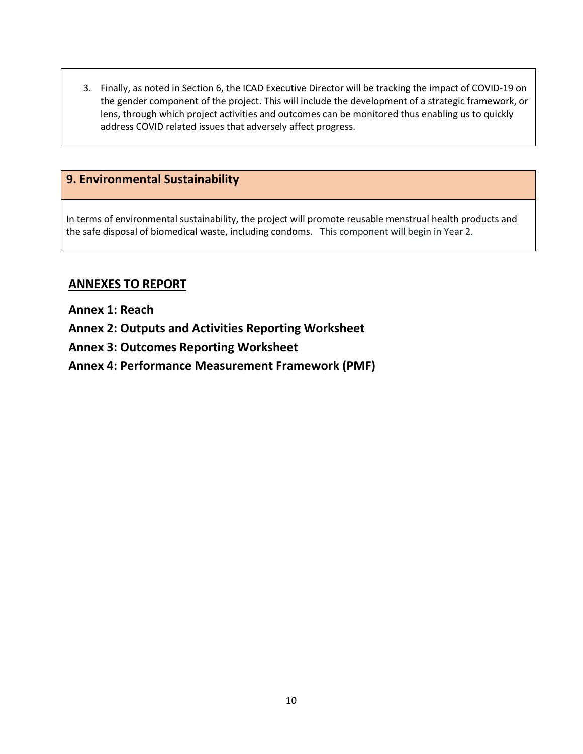3. Finally, as noted in Section 6, the ICAD Executive Director will be tracking the impact of COVID-19 on the gender component of the project. This will include the development of a strategic framework, or lens, through which project activities and outcomes can be monitored thus enabling us to quickly address COVID related issues that adversely affect progress.

## 9. Environmental Sustainability

In terms of environmental sustainability, the project will promote reusable menstrual health products and the safe disposal of biomedical waste, including condoms. This component will begin in Year 2.

## ANNEXES TO REPORT

**Annex 1: Reach**

**Annex 2: Outputs and Activities Reporting Worksheet**

**Annex 3: Outcomes Reporting Worksheet**

**Annex 4: Performance Measurement Framework (PMF)**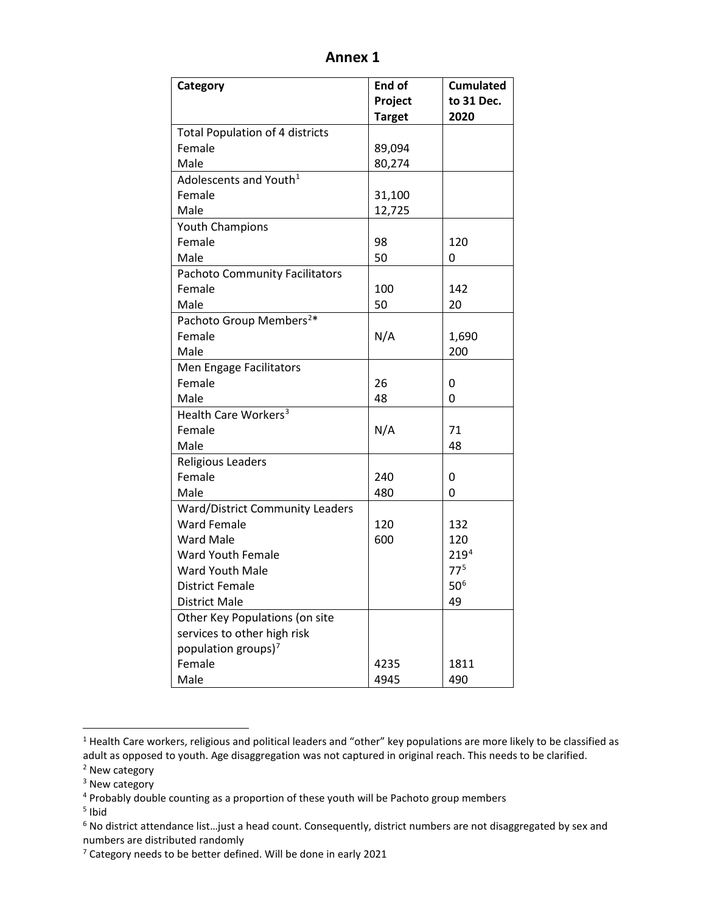# Annex 1

| Category | End of Project Target | Cumulated to 31 Dec. 2020 |
|---|---|---|
| Total Population of 4 districts | | |
| Female | 89,094 | |
| Male | 80,274 | |
| Adolescents and Youth[1] | | |
| Female | 31,100 | |
| Male | 12,725 | |
| Youth Champions | | |
| Female | 98 | 120 |
| Male | 50 | 0 |
| Pachoto Community Facilitators | | |
| Female | 100 | 142 |
| Male | 50 | 20 |
| Pachoto Group Members[2]* | | |
| Female | N/A | 1,690 |
| Male | | 200 |
| Men Engage Facilitators | | |
| Female | 26 | 0 |
| Male | 48 | 0 |
| Health Care Workers[3] | | |
| Female | N/A | 71 |
| Male | | 48 |
| Religious Leaders | | |
| Female | 240 | 0 |
| Male | 480 | 0 |
| Ward/District Community Leaders | | |
| Ward Female | 120 | 132 |
| Ward Male | 600 | 120 |
| Ward Youth Female | | 219[4] |
| Ward Youth Male | | 77[5] |
| District Female | | 50[6] |
| District Male | | 49 |
| Other Key Populations (on site services to other high risk population groups)[7] | | |
| Female | 4235 | 1811 |
| Male | 4945 | 490 |

[1] Health Care workers, religious and political leaders and "other" key populations are more likely to be classified as adult as opposed to youth. Age disaggregation was not captured in original reach. This needs to be clarified.

[2] New category

[3] New category

[4] Probably double counting as a proportion of these youth will be Pachoto group members

[5] Ibid

[6] No district attendance list…just a head count. Consequently, district numbers are not disaggregated by sex and numbers are distributed randomly

[7] Category needs to be better defined. Will be done in early 2021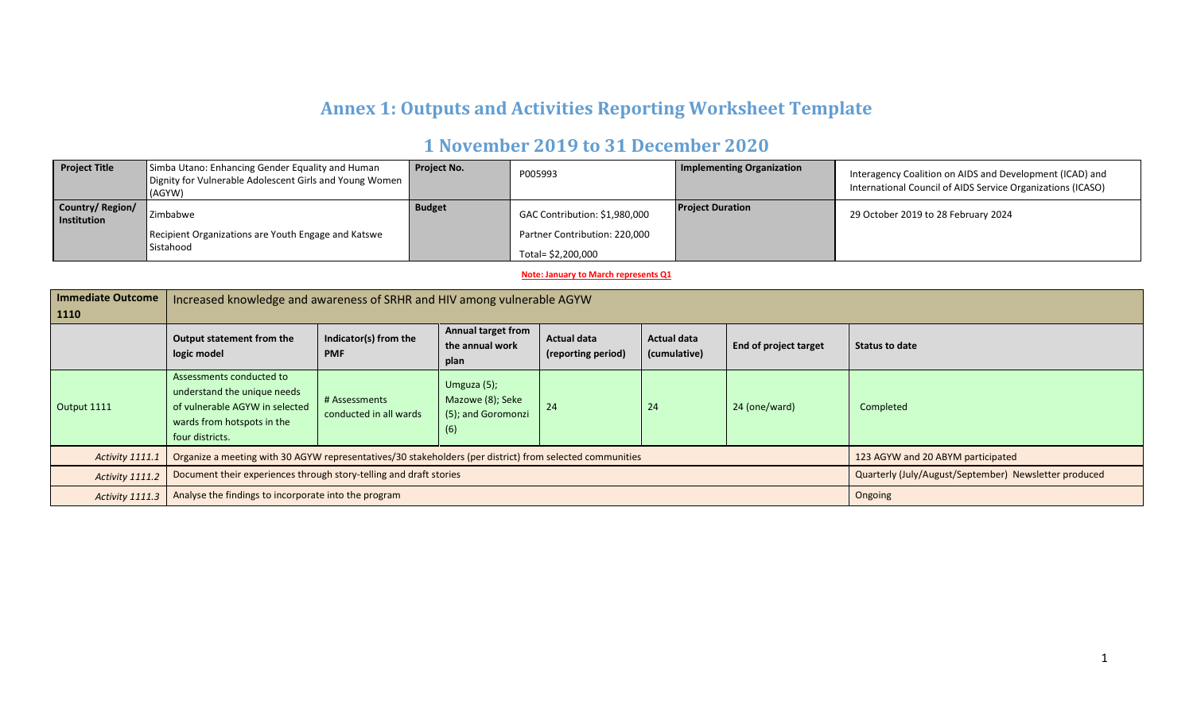# Annex 1: Outputs and Activities Reporting Worksheet Template

## 1 November 2019 to 31 December 2020

| Project Title | Simba Utano: Enhancing Gender Equality and Human Dignity for Vulnerable Adolescent Girls and Young Women (AGYW) | Project No. | P005993 | Implementing Organization | Interagency Coalition on AIDS and Development (ICAD) and International Council of AIDS Service Organizations (ICASO) |
|---|---|---|---|---|---|
| Country/ Region/ Institution | Zimbabwe<br>Recipient Organizations are Youth Engage and Katswe Sistahood | Budget | GAC Contribution: $1,980,000<br>Partner Contribution: 220,000<br>Total= $2,200,000 | Project Duration | 29 October 2019 to 28 February 2024 |

**Note: January to March represents Q1**

| Immediate Outcome 1110 | Increased knowledge and awareness of SRHR and HIV among vulnerable AGYW | | | | | | |
|---|---|---|---|---|---|---|---|
| | **Output statement from the logic model** | **Indicator(s) from the PMF** | **Annual target from the annual work plan** | **Actual data (reporting period)** | **Actual data (cumulative)** | **End of project target** | **Status to date** |
| Output 1111 | Assessments conducted to understand the unique needs of vulnerable AGYW in selected wards from hotspots in the four districts. | # Assessments conducted in all wards | Umguza (5); Mazowe (8); Seke (5); and Goromonzi (6) | 24 | 24 | 24 (one/ward) | Completed |
| *Activity 1111.1* | Organize a meeting with 30 AGYW representatives/30 stakeholders (per district) from selected communities | | | | | | 123 AGYW and 20 ABYM participated |
| *Activity 1111.2* | Document their experiences through story-telling and draft stories | | | | | | Quarterly (July/August/September) Newsletter produced |
| *Activity 1111.3* | Analyse the findings to incorporate into the program | | | | | | Ongoing |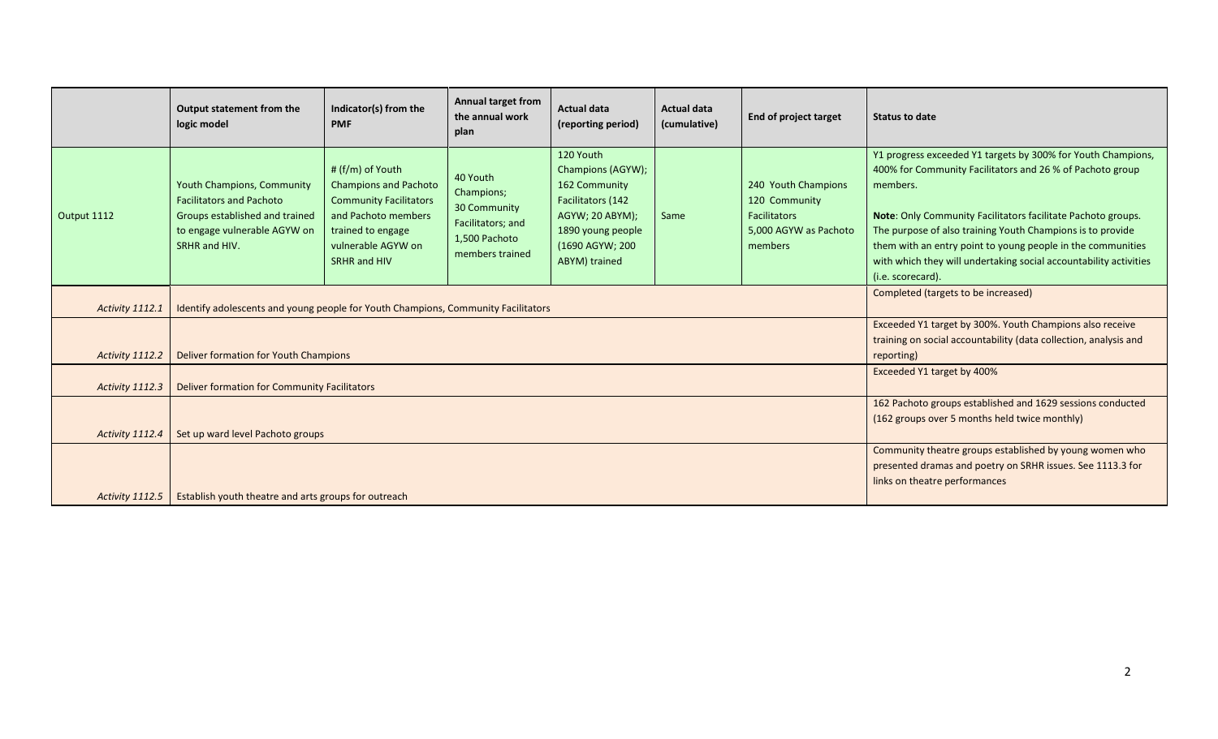| | Output statement from the logic model | Indicator(s) from the PMF | Annual target from the annual work plan | Actual data (reporting period) | Actual data (cumulative) | End of project target | Status to date |
|---|---|---|---|---|---|---|---|
| Output 1112 | Youth Champions, Community Facilitators and Pachoto Groups established and trained to engage vulnerable AGYW on SRHR and HIV. | # (f/m) of Youth Champions and Pachoto Community Facilitators and Pachoto members trained to engage vulnerable AGYW on SRHR and HIV | 40 Youth Champions; 30 Community Facilitators; and 1,500 Pachoto members trained | 120 Youth Champions (AGYW); 162 Community Facilitators (142 AGYW; 20 ABYM); 1890 young people (1690 AGYW; 200 ABYM) trained | Same | 240 Youth Champions 120 Community Facilitators 5,000 AGYW as Pachoto members | Y1 progress exceeded Y1 targets by 300% for Youth Champions, 400% for Community Facilitators and 26 % of Pachoto group members. **Note**: Only Community Facilitators facilitate Pachoto groups. The purpose of also training Youth Champions is to provide them with an entry point to young people in the communities with which they will undertaking social accountability activities (i.e. scorecard). |
| *Activity 1112.1* | Identify adolescents and young people for Youth Champions, Community Facilitators | | | | | | Completed (targets to be increased) |
| *Activity 1112.2* | Deliver formation for Youth Champions | | | | | | Exceeded Y1 target by 300%. Youth Champions also receive training on social accountability (data collection, analysis and reporting) |
| *Activity 1112.3* | Deliver formation for Community Facilitators | | | | | | Exceeded Y1 target by 400% |
| *Activity 1112.4* | Set up ward level Pachoto groups | | | | | | 162 Pachoto groups established and 1629 sessions conducted (162 groups over 5 months held twice monthly) |
| *Activity 1112.5* | Establish youth theatre and arts groups for outreach | | | | | | Community theatre groups established by young women who presented dramas and poetry on SRHR issues. See 1113.3 for links on theatre performances |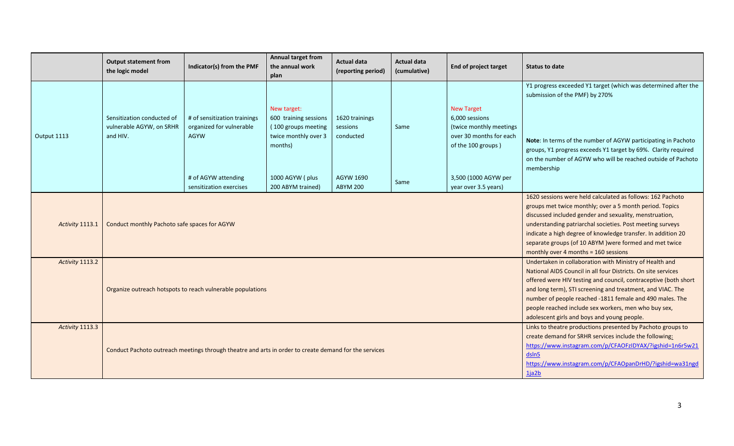| | Output statement from the logic model | Indicator(s) from the PMF | Annual target from the annual work plan | Actual data (reporting period) | Actual data (cumulative) | End of project target | Status to date |
|---|---|---|---|---|---|---|---|
| Output 1113 | Sensitization conducted of vulnerable AGYW, on SRHR and HIV. | # of sensitization trainings organized for vulnerable AGYW<br><br># of AGYW attending sensitization exercises | New target: 600 training sessions (100 groups meeting twice monthly over 3 months)<br><br>1000 AGYW ( plus 200 ABYM trained) | 1620 trainings sessions conducted<br><br>AGYW 1690 ABYM 200 | Same<br><br>Same | New Target 6,000 sessions (twice monthly meetings over 30 months for each of the 100 groups )<br><br>3,500 (1000 AGYW per year over 3.5 years) | Y1 progress exceeded Y1 target (which was determined after the submission of the PMF) by 270%<br><br>**Note**: In terms of the number of AGYW participating in Pachoto groups, Y1 progress exceeds Y1 target by 69%. Clarity required on the number of AGYW who will be reached outside of Pachoto membership |
| *Activity* 1113.1 | Conduct monthly Pachoto safe spaces for AGYW | | | | | | 1620 sessions were held calculated as follows: 162 Pachoto groups met twice monthly; over a 5 month period. Topics discussed included gender and sexuality, menstruation, understanding patriarchal societies. Post meeting surveys indicate a high degree of knowledge transfer. In addition 20 separate groups (of 10 ABYM )were formed and met twice monthly over 4 months = 160 sessions |
| *Activity* 1113.2 | Organize outreach hotspots to reach vulnerable populations | | | | | | Undertaken in collaboration with Ministry of Health and National AIDS Council in all four Districts. On site services offered were HIV testing and council, contraceptive (both short and long term), STI screening and treatment, and VIAC. The number of people reached -1811 female and 490 males. The people reached include sex workers, men who buy sex, adolescent girls and boys and young people. |
| *Activity* 1113.3 | Conduct Pachoto outreach meetings through theatre and arts in order to create demand for the services | | | | | | Links to theatre productions presented by Pachoto groups to create demand for SRHR services include the following: https://www.instagram.com/p/CFAOFzIDYAX/?igshid=1n6r5w21dsln5 https://www.instagram.com/p/CFAOpanDrHD/?igshid=wa31ngd1ja2b |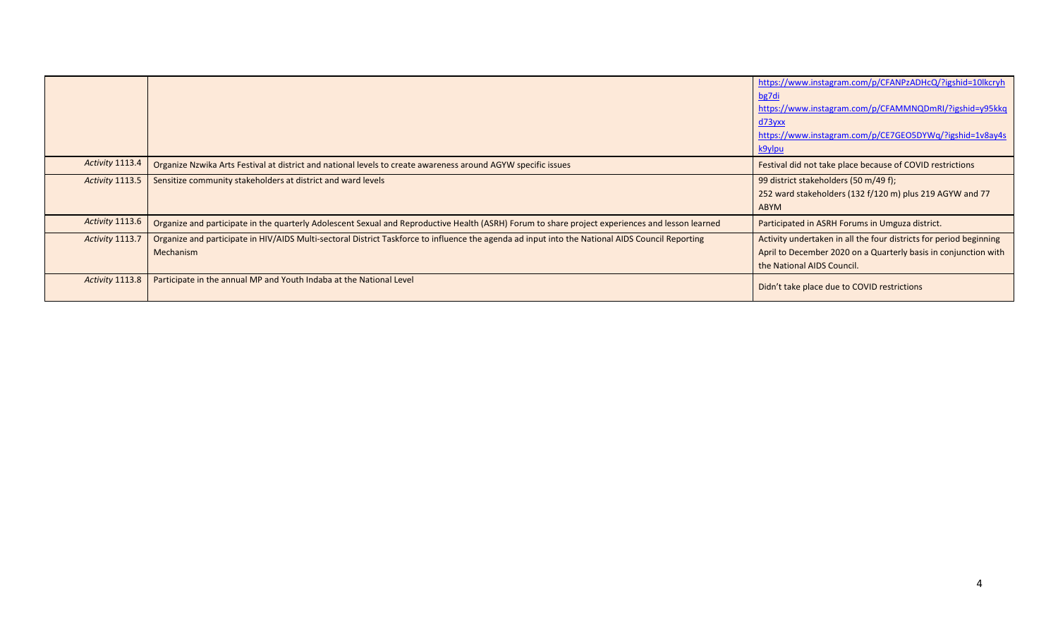| | | |
|---|---|---|
| | | https://www.instagram.com/p/CFANPzADHcQ/?igshid=10lkcryhbg7di<br>https://www.instagram.com/p/CFAMMNQDmRI/?igshid=y95kkqd73yxx<br>https://www.instagram.com/p/CE7GEO5DYWq/?igshid=1v8ay4sk9ylpu |
| *Activity 1113.4* | Organize Nzwika Arts Festival at district and national levels to create awareness around AGYW specific issues | Festival did not take place because of COVID restrictions |
| *Activity 1113.5* | Sensitize community stakeholders at district and ward levels | 99 district stakeholders (50 m/49 f);<br>252 ward stakeholders (132 f/120 m) plus 219 AGYW and 77 ABYM |
| *Activity 1113.6* | Organize and participate in the quarterly Adolescent Sexual and Reproductive Health (ASRH) Forum to share project experiences and lesson learned | Participated in ASRH Forums in Umguza district. |
| *Activity 1113.7* | Organize and participate in HIV/AIDS Multi-sectoral District Taskforce to influence the agenda ad input into the National AIDS Council Reporting Mechanism | Activity undertaken in all the four districts for period beginning April to December 2020 on a Quarterly basis in conjunction with the National AIDS Council. |
| *Activity 1113.8* | Participate in the annual MP and Youth Indaba at the National Level | Didn't take place due to COVID restrictions |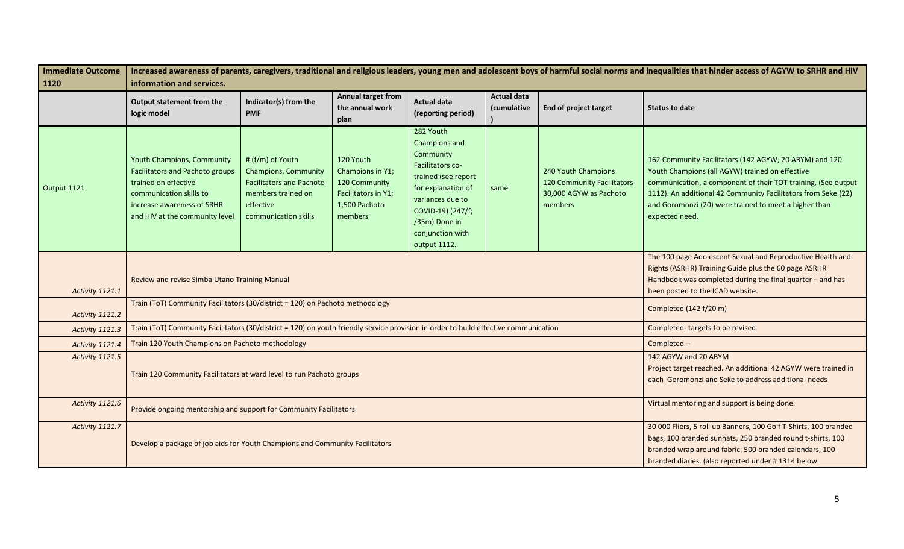| Immediate Outcome 1120 | Increased awareness of parents, caregivers, traditional and religious leaders, young men and adolescent boys of harmful social norms and inequalities that hinder access of AGYW to SRHR and HIV information and services. | | | | | | |
|---|---|---|---|---|---|---|---|
| | Output statement from the logic model | Indicator(s) from the PMF | Annual target from the annual work plan | Actual data (reporting period) | Actual data (cumulative ) | End of project target | Status to date |
| Output 1121 | Youth Champions, Community Facilitators and Pachoto groups trained on effective communication skills to increase awareness of SRHR and HIV at the community level | # (f/m) of Youth Champions, Community Facilitators and Pachoto members trained on effective communication skills | 120 Youth Champions in Y1; 120 Community Facilitators in Y1; 1,500 Pachoto members | 282 Youth Champions and Community Facilitators co-trained (see report for explanation of variances due to COVID-19) (247/f; /35m) Done in conjunction with output 1112. | same | 240 Youth Champions 120 Community Facilitators 30,000 AGYW as Pachoto members | 162 Community Facilitators (142 AGYW, 20 ABYM) and 120 Youth Champions (all AGYW) trained on effective communication, a component of their TOT training. (See output 1112). An additional 42 Community Facilitators from Seke (22) and Goromonzi (20) were trained to meet a higher than expected need. |
| *Activity 1121.1* | Review and revise Simba Utano Training Manual | | | | | | The 100 page Adolescent Sexual and Reproductive Health and Rights (ASRHR) Training Guide plus the 60 page ASRHR Handbook was completed during the final quarter – and has been posted to the ICAD website. |
| *Activity 1121.2* | Train (ToT) Community Facilitators (30/district = 120) on Pachoto methodology | | | | | | Completed (142 f/20 m) |
| *Activity 1121.3* | Train (ToT) Community Facilitators (30/district = 120) on youth friendly service provision in order to build effective communication | | | | | | Completed- targets to be revised |
| *Activity 1121.4* | Train 120 Youth Champions on Pachoto methodology | | | | | | Completed – |
| *Activity 1121.5* | Train 120 Community Facilitators at ward level to run Pachoto groups | | | | | | 142 AGYW and 20 ABYM<br>Project target reached. An additional 42 AGYW were trained in each Goromonzi and Seke to address additional needs |
| *Activity 1121.6* | Provide ongoing mentorship and support for Community Facilitators | | | | | | Virtual mentoring and support is being done. |
| *Activity 1121.7* | Develop a package of job aids for Youth Champions and Community Facilitators | | | | | | 30 000 Fliers, 5 roll up Banners, 100 Golf T-Shirts, 100 branded bags, 100 branded sunhats, 250 branded round t-shirts, 100 branded wrap around fabric, 500 branded calendars, 100 branded diaries. (also reported under # 1314 below |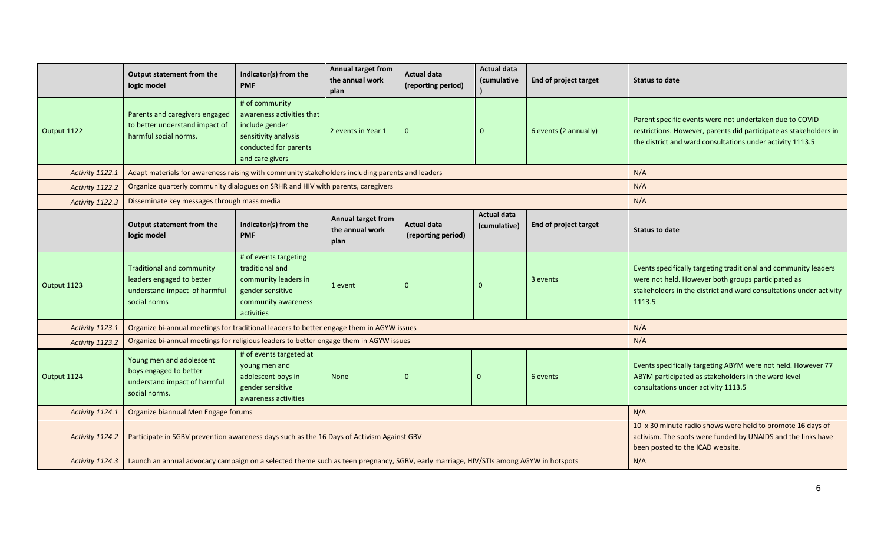| | Output statement from the logic model | Indicator(s) from the PMF | Annual target from the annual work plan | Actual data (reporting period) | Actual data (cumulative ) | End of project target | Status to date |
|---|---|---|---|---|---|---|---|
| Output 1122 | Parents and caregivers engaged to better understand impact of harmful social norms. | # of community awareness activities that include gender sensitivity analysis conducted for parents and care givers | 2 events in Year 1 | 0 | 0 | 6 events (2 annually) | Parent specific events were not undertaken due to COVID restrictions. However, parents did participate as stakeholders in the district and ward consultations under activity 1113.5 |
| *Activity 1122.1* | Adapt materials for awareness raising with community stakeholders including parents and leaders | | | | | | N/A |
| *Activity 1122.2* | Organize quarterly community dialogues on SRHR and HIV with parents, caregivers | | | | | | N/A |
| *Activity 1122.3* | Disseminate key messages through mass media | | | | | | N/A |
| | **Output statement from the logic model** | **Indicator(s) from the PMF** | **Annual target from the annual work plan** | **Actual data (reporting period)** | **Actual data (cumulative)** | **End of project target** | **Status to date** |
| Output 1123 | Traditional and community leaders engaged to better understand impact of harmful social norms | # of events targeting traditional and community leaders in gender sensitive community awareness activities | 1 event | 0 | 0 | 3 events | Events specifically targeting traditional and community leaders were not held. However both groups participated as stakeholders in the district and ward consultations under activity 1113.5 |
| *Activity 1123.1* | Organize bi-annual meetings for traditional leaders to better engage them in AGYW issues | | | | | | N/A |
| *Activity 1123.2* | Organize bi-annual meetings for religious leaders to better engage them in AGYW issues | | | | | | N/A |
| Output 1124 | Young men and adolescent boys engaged to better understand impact of harmful social norms. | # of events targeted at young men and adolescent boys in gender sensitive awareness activities | None | 0 | 0 | 6 events | Events specifically targeting ABYM were not held. However 77 ABYM participated as stakeholders in the ward level consultations under activity 1113.5 |
| *Activity 1124.1* | Organize biannual Men Engage forums | | | | | | N/A |
| *Activity 1124.2* | Participate in SGBV prevention awareness days such as the 16 Days of Activism Against GBV | | | | | | 10 x 30 minute radio shows were held to promote 16 days of activism. The spots were funded by UNAIDS and the links have been posted to the ICAD website. |
| *Activity 1124.3* | Launch an annual advocacy campaign on a selected theme such as teen pregnancy, SGBV, early marriage, HIV/STIs among AGYW in hotspots | | | | | | N/A |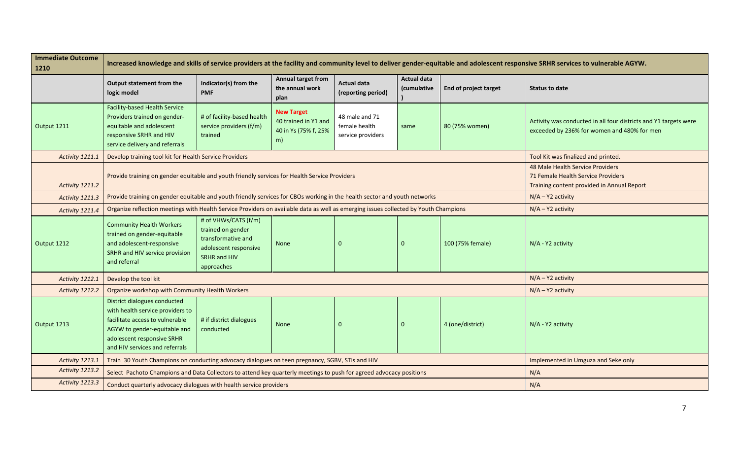| Immediate Outcome 1210 | Increased knowledge and skills of service providers at the facility and community level to deliver gender-equitable and adolescent responsive SRHR services to vulnerable AGYW. | | | | | | |
|---|---|---|---|---|---|---|---|
| | **Output statement from the logic model** | **Indicator(s) from the PMF** | **Annual target from the annual work plan** | **Actual data (reporting period)** | **Actual data (cumulative )** | **End of project target** | **Status to date** |
| Output 1211 | Facility-based Health Service Providers trained on gender-equitable and adolescent responsive SRHR and HIV service delivery and referrals | # of facility-based health service providers (f/m) trained | **New Target** 40 trained in Y1 and 40 in Ys (75% f, 25% m) | 48 male and 71 female health service providers | same | 80 (75% women) | Activity was conducted in all four districts and Y1 targets were exceeded by 236% for women and 480% for men |
| *Activity 1211.1* | Develop training tool kit for Health Service Providers | | | | | | Tool Kit was finalized and printed. |
| *Activity 1211.2* | Provide training on gender equitable and youth friendly services for Health Service Providers | | | | | | 48 Male Health Service Providers<br>71 Female Health Service Providers<br>Training content provided in Annual Report |
| *Activity 1211.3* | Provide training on gender equitable and youth friendly services for CBOs working in the health sector and youth networks | | | | | | N/A – Y2 activity |
| *Activity 1211.4* | Organize reflection meetings with Health Service Providers on available data as well as emerging issues collected by Youth Champions | | | | | | N/A – Y2 activity |
| Output 1212 | Community Health Workers trained on gender-equitable and adolescent-responsive SRHR and HIV service provision and referral | # of VHWs/CATS (f/m) trained on gender transformative and adolescent responsive SRHR and HIV approaches | None | 0 | 0 | 100 (75% female) | N/A - Y2 activity |
| *Activity 1212.1* | Develop the tool kit | | | | | | N/A – Y2 activity |
| *Activity 1212.2* | Organize workshop with Community Health Workers | | | | | | N/A – Y2 activity |
| Output 1213 | District dialogues conducted with health service providers to facilitate access to vulnerable AGYW to gender-equitable and adolescent responsive SRHR and HIV services and referrals | # if district dialogues conducted | None | 0 | 0 | 4 (one/district) | N/A - Y2 activity |
| *Activity 1213.1* | Train 30 Youth Champions on conducting advocacy dialogues on teen pregnancy, SGBV, STIs and HIV | | | | | | Implemented in Umguza and Seke only |
| *Activity 1213.2* | Select Pachoto Champions and Data Collectors to attend key quarterly meetings to push for agreed advocacy positions | | | | | | N/A |
| *Activity 1213.3* | Conduct quarterly advocacy dialogues with health service providers | | | | | | N/A |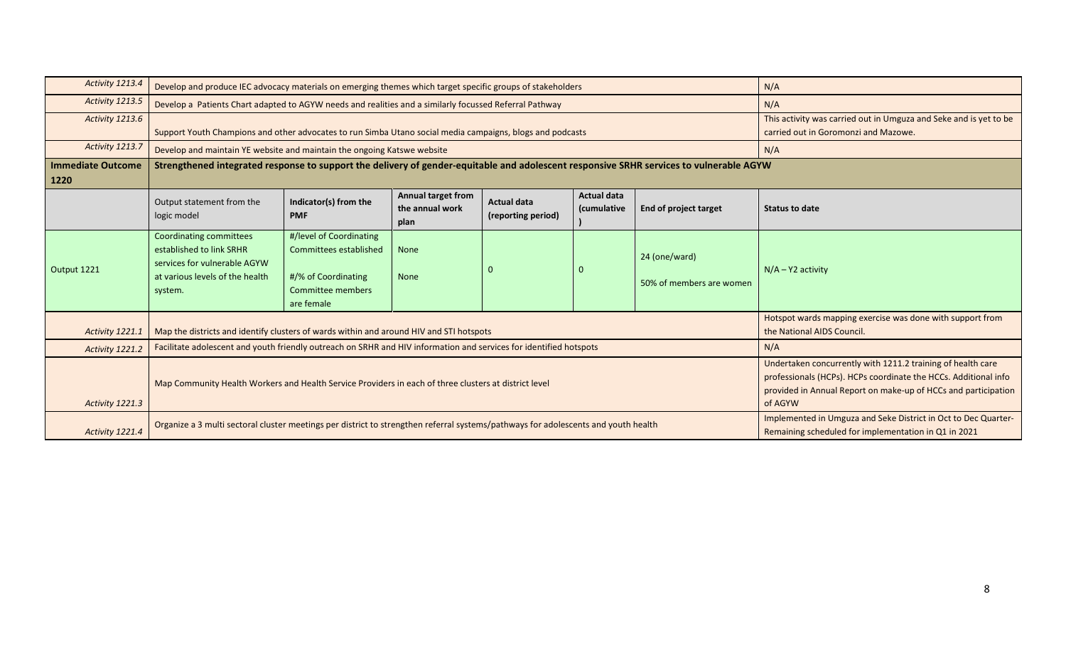| | | | | | | | |
|---|---|---|---|---|---|---|---|
| *Activity 1213.4* | Develop and produce IEC advocacy materials on emerging themes which target specific groups of stakeholders | | | | | | N/A |
| *Activity 1213.5* | Develop a Patients Chart adapted to AGYW needs and realities and a similarly focussed Referral Pathway | | | | | | N/A |
| *Activity 1213.6* | Support Youth Champions and other advocates to run Simba Utano social media campaigns, blogs and podcasts | | | | | | This activity was carried out in Umguza and Seke and is yet to be carried out in Goromonzi and Mazowe. |
| *Activity 1213.7* | Develop and maintain YE website and maintain the ongoing Katswe website | | | | | | N/A |
| **Immediate Outcome 1220** | **Strengthened integrated response to support the delivery of gender-equitable and adolescent responsive SRHR services to vulnerable AGYW** | | | | | | |
| | Output statement from the logic model | Indicator(s) from the PMF | Annual target from the annual work plan | Actual data (reporting period) | Actual data (cumulative) | End of project target | Status to date |
| Output 1221 | Coordinating committees established to link SRHR services for vulnerable AGYW at various levels of the health system. | #/level of Coordinating Committees established<br><br>#/% of Coordinating Committee members are female | None<br><br>None | 0 | 0 | 24 (one/ward)<br><br>50% of members are women | N/A – Y2 activity |
| *Activity 1221.1* | Map the districts and identify clusters of wards within and around HIV and STI hotspots | | | | | | Hotspot wards mapping exercise was done with support from the National AIDS Council. |
| *Activity 1221.2* | Facilitate adolescent and youth friendly outreach on SRHR and HIV information and services for identified hotspots | | | | | | N/A |
| *Activity 1221.3* | Map Community Health Workers and Health Service Providers in each of three clusters at district level | | | | | | Undertaken concurrently with 1211.2 training of health care professionals (HCPs). HCPs coordinate the HCCs. Additional info provided in Annual Report on make-up of HCCs and participation of AGYW |
| *Activity 1221.4* | Organize a 3 multi sectoral cluster meetings per district to strengthen referral systems/pathways for adolescents and youth health | | | | | | Implemented in Umguza and Seke District in Oct to Dec Quarter- Remaining scheduled for implementation in Q1 in 2021 |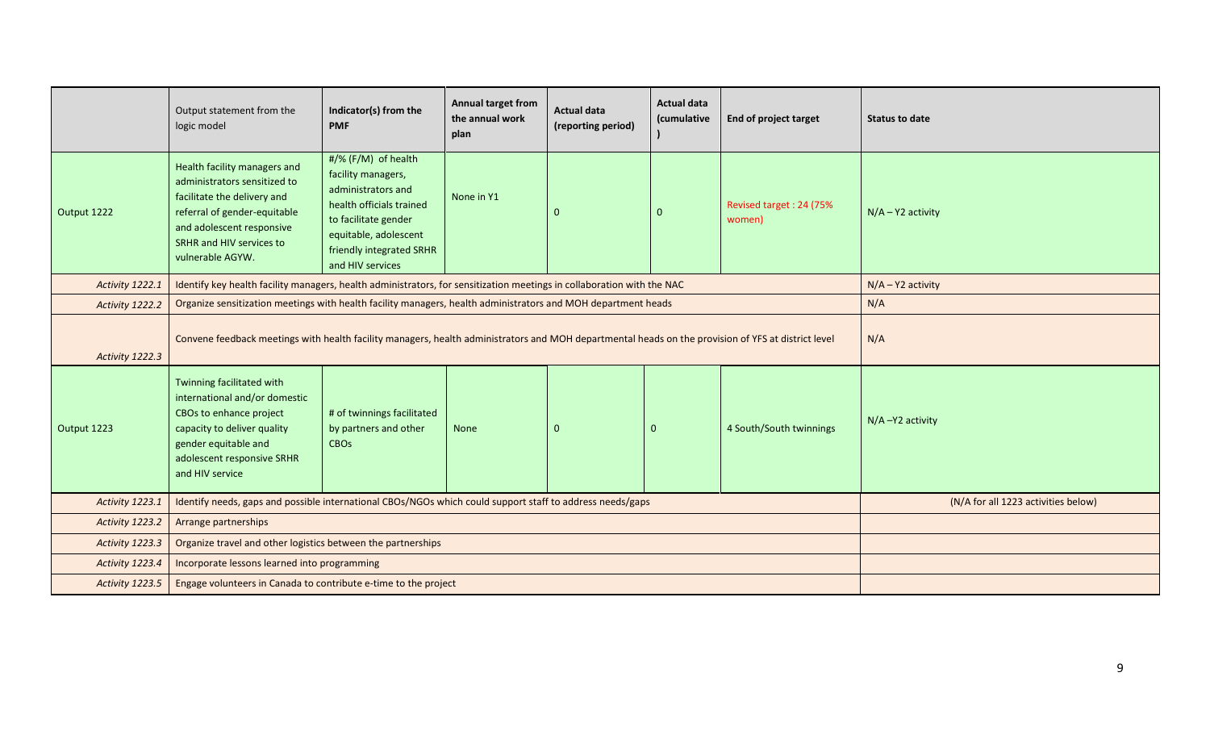| | Output statement from the logic model | Indicator(s) from the PMF | Annual target from the annual work plan | Actual data (reporting period) | Actual data (cumulative ) | End of project target | Status to date |
|---|---|---|---|---|---|---|---|
| Output 1222 | Health facility managers and administrators sensitized to facilitate the delivery and referral of gender-equitable and adolescent responsive SRHR and HIV services to vulnerable AGYW. | #/% (F/M) of health facility managers, administrators and health officials trained to facilitate gender equitable, adolescent friendly integrated SRHR and HIV services | None in Y1 | 0 | 0 | Revised target : 24 (75% women) | N/A – Y2 activity |
| *Activity 1222.1* | Identify key health facility managers, health administrators, for sensitization meetings in collaboration with the NAC | | | | | | N/A – Y2 activity |
| *Activity 1222.2* | Organize sensitization meetings with health facility managers, health administrators and MOH department heads | | | | | | N/A |
| *Activity 1222.3* | Convene feedback meetings with health facility managers, health administrators and MOH departmental heads on the provision of YFS at district level | | | | | | N/A |
| Output 1223 | Twinning facilitated with international and/or domestic CBOs to enhance project capacity to deliver quality gender equitable and adolescent responsive SRHR and HIV service | # of twinnings facilitated by partners and other CBOs | None | 0 | 0 | 4 South/South twinnings | N/A –Y2 activity |
| *Activity 1223.1* | Identify needs, gaps and possible international CBOs/NGOs which could support staff to address needs/gaps | | | | | | (N/A for all 1223 activities below) |
| *Activity 1223.2* | Arrange partnerships | | | | | | |
| *Activity 1223.3* | Organize travel and other logistics between the partnerships | | | | | | |
| *Activity 1223.4* | Incorporate lessons learned into programming | | | | | | |
| *Activity 1223.5* | Engage volunteers in Canada to contribute e-time to the project | | | | | | |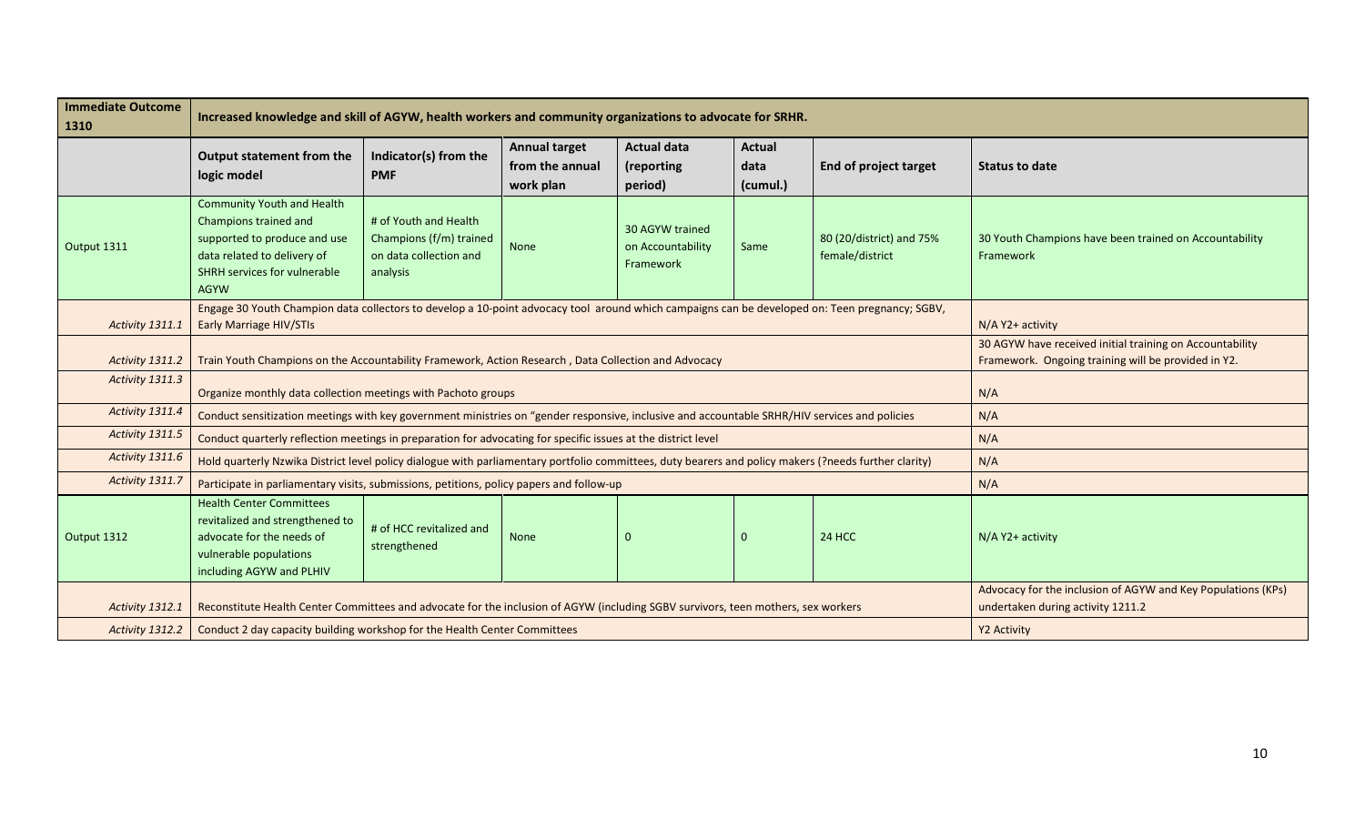| Immediate Outcome 1310 | Increased knowledge and skill of AGYW, health workers and community organizations to advocate for SRHR. | | | | | | |
|---|---|---|---|---|---|---|---|
| | **Output statement from the logic model** | **Indicator(s) from the PMF** | **Annual target from the annual work plan** | **Actual data (reporting period)** | **Actual data (cumul.)** | **End of project target** | **Status to date** |
| Output 1311 | Community Youth and Health Champions trained and supported to produce and use data related to delivery of SHRH services for vulnerable AGYW | # of Youth and Health Champions (f/m) trained on data collection and analysis | None | 30 AGYW trained on Accountability Framework | Same | 80 (20/district) and 75% female/district | 30 Youth Champions have been trained on Accountability Framework |
| *Activity 1311.1* | Engage 30 Youth Champion data collectors to develop a 10-point advocacy tool around which campaigns can be developed on: Teen pregnancy; SGBV, Early Marriage HIV/STIs | | | | | | N/A Y2+ activity |
| *Activity 1311.2* | Train Youth Champions on the Accountability Framework, Action Research , Data Collection and Advocacy | | | | | | 30 AGYW have received initial training on Accountability Framework. Ongoing training will be provided in Y2. |
| *Activity 1311.3* | Organize monthly data collection meetings with Pachoto groups | | | | | | N/A |
| *Activity 1311.4* | Conduct sensitization meetings with key government ministries on "gender responsive, inclusive and accountable SRHR/HIV services and policies | | | | | | N/A |
| *Activity 1311.5* | Conduct quarterly reflection meetings in preparation for advocating for specific issues at the district level | | | | | | N/A |
| *Activity 1311.6* | Hold quarterly Nzwika District level policy dialogue with parliamentary portfolio committees, duty bearers and policy makers (?needs further clarity) | | | | | | N/A |
| *Activity 1311.7* | Participate in parliamentary visits, submissions, petitions, policy papers and follow-up | | | | | | N/A |
| Output 1312 | Health Center Committees revitalized and strengthened to advocate for the needs of vulnerable populations including AGYW and PLHIV | # of HCC revitalized and strengthened | None | 0 | 0 | 24 HCC | N/A Y2+ activity |
| *Activity 1312.1* | Reconstitute Health Center Committees and advocate for the inclusion of AGYW (including SGBV survivors, teen mothers, sex workers | | | | | | Advocacy for the inclusion of AGYW and Key Populations (KPs) undertaken during activity 1211.2 |
| *Activity 1312.2* | Conduct 2 day capacity building workshop for the Health Center Committees | | | | | | Y2 Activity |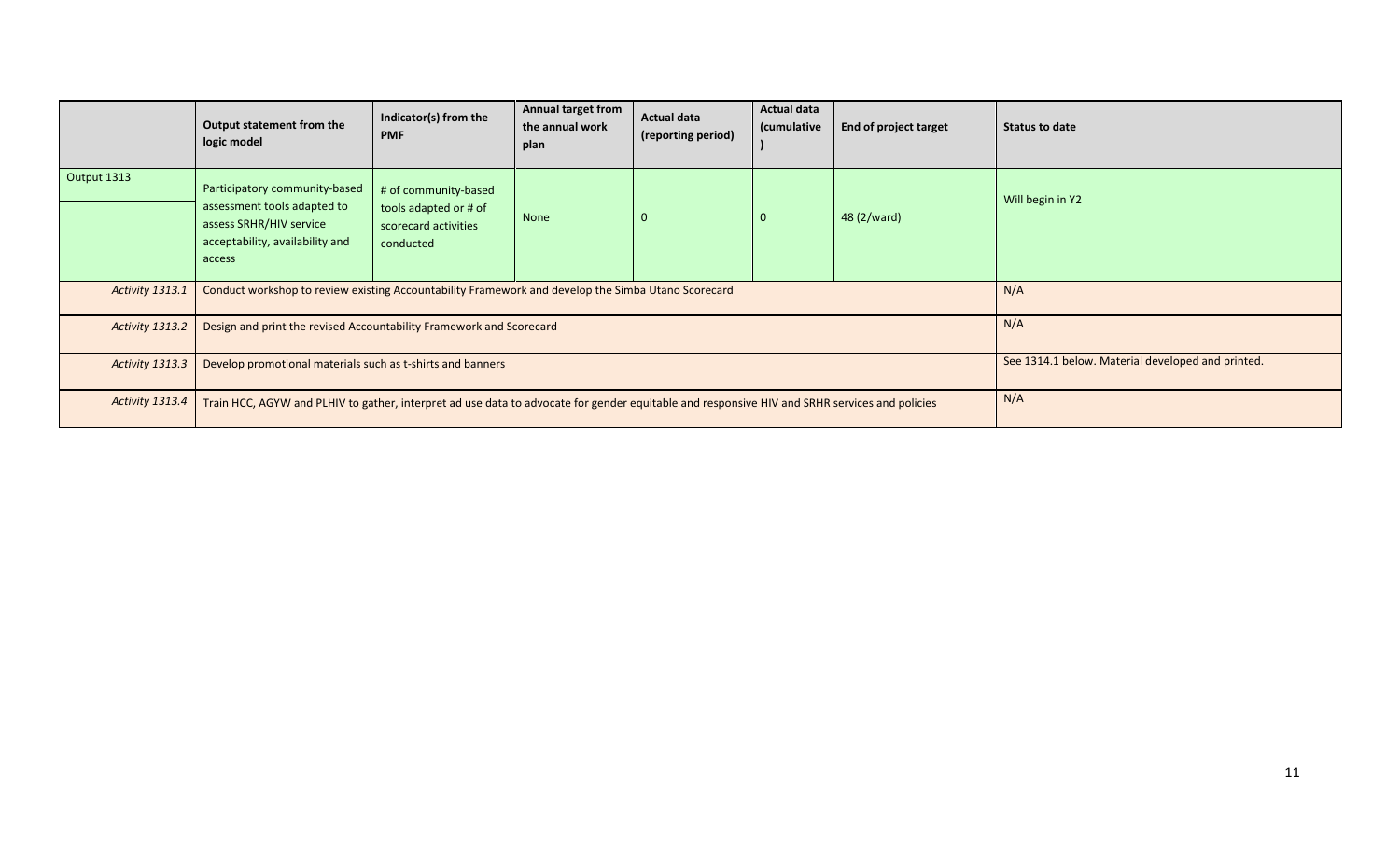|  | Output statement from the logic model | Indicator(s) from the PMF | Annual target from the annual work plan | Actual data (reporting period) | Actual data (cumulative ) | End of project target | Status to date |
|---|---|---|---|---|---|---|---|
| Output 1313 | Participatory community-based assessment tools adapted to assess SRHR/HIV service acceptability, availability and access | # of community-based tools adapted or # of scorecard activities conducted | None | 0 | 0 | 48 (2/ward) | Will begin in Y2 |
| *Activity 1313.1* | Conduct workshop to review existing Accountability Framework and develop the Simba Utano Scorecard | | | | | | N/A |
| *Activity 1313.2* | Design and print the revised Accountability Framework and Scorecard | | | | | | N/A |
| *Activity 1313.3* | Develop promotional materials such as t-shirts and banners | | | | | | See 1314.1 below. Material developed and printed. |
| *Activity 1313.4* | Train HCC, AGYW and PLHIV to gather, interpret ad use data to advocate for gender equitable and responsive HIV and SRHR services and policies | | | | | | N/A |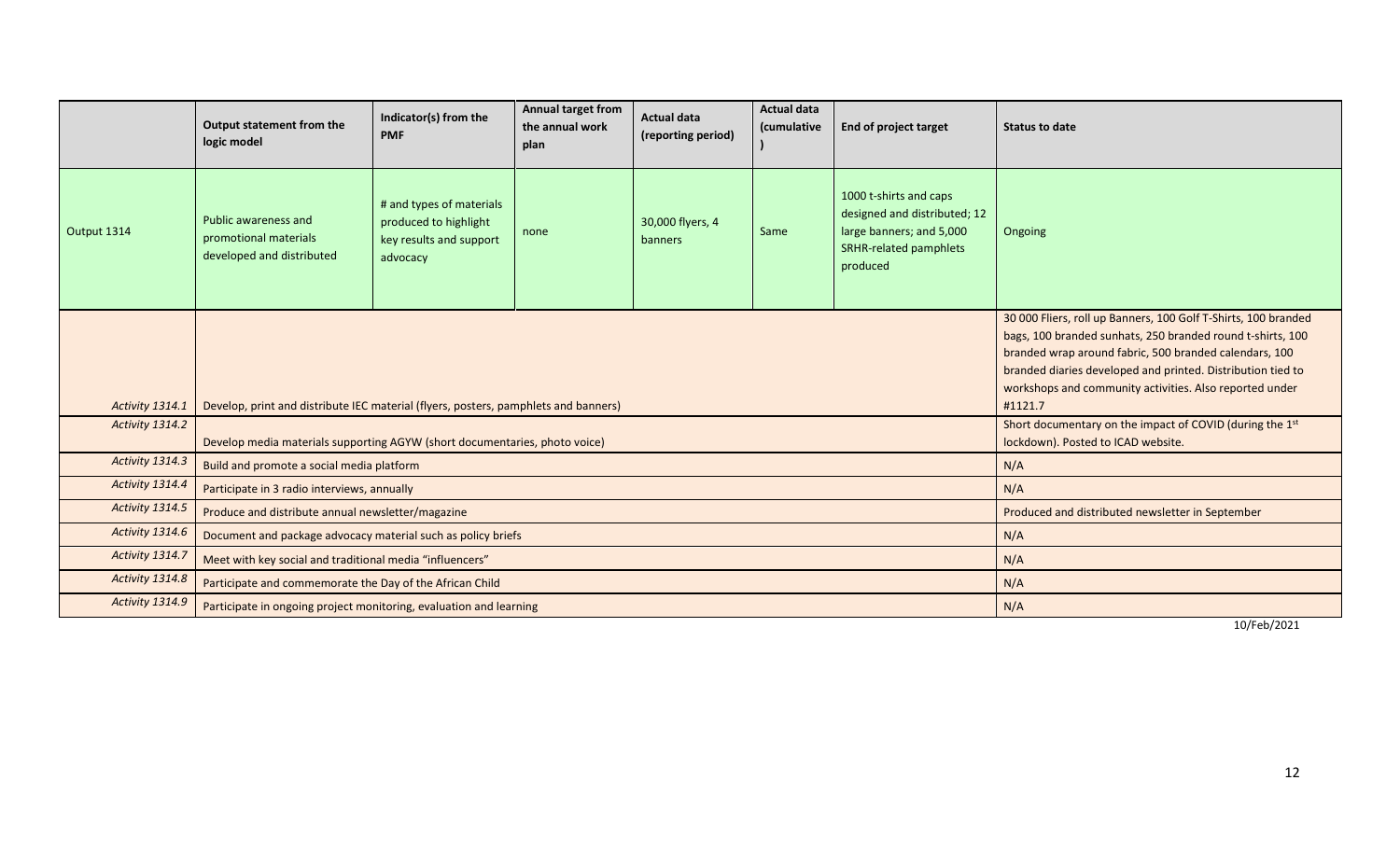| | Output statement from the logic model | Indicator(s) from the PMF | Annual target from the annual work plan | Actual data (reporting period) | Actual data (cumulative ) | End of project target | Status to date |
|---|---|---|---|---|---|---|---|
| Output 1314 | Public awareness and promotional materials developed and distributed | # and types of materials produced to highlight key results and support advocacy | none | 30,000 flyers, 4 banners | Same | 1000 t-shirts and caps designed and distributed; 12 large banners; and 5,000 SRHR-related pamphlets produced | Ongoing |
| *Activity 1314.1* | Develop, print and distribute IEC material (flyers, posters, pamphlets and banners) | | | | | | 30 000 Fliers, roll up Banners, 100 Golf T-Shirts, 100 branded bags, 100 branded sunhats, 250 branded round t-shirts, 100 branded wrap around fabric, 500 branded calendars, 100 branded diaries developed and printed. Distribution tied to workshops and community activities. Also reported under #1121.7 |
| *Activity 1314.2* | Develop media materials supporting AGYW (short documentaries, photo voice) | | | | | | Short documentary on the impact of COVID (during the 1st lockdown). Posted to ICAD website. |
| *Activity 1314.3* | Build and promote a social media platform | | | | | | N/A |
| *Activity 1314.4* | Participate in 3 radio interviews, annually | | | | | | N/A |
| *Activity 1314.5* | Produce and distribute annual newsletter/magazine | | | | | | Produced and distributed newsletter in September |
| *Activity 1314.6* | Document and package advocacy material such as policy briefs | | | | | | N/A |
| *Activity 1314.7* | Meet with key social and traditional media "influencers" | | | | | | N/A |
| *Activity 1314.8* | Participate and commemorate the Day of the African Child | | | | | | N/A |
| *Activity 1314.9* | Participate in ongoing project monitoring, evaluation and learning | | | | | | N/A |

10/Feb/2021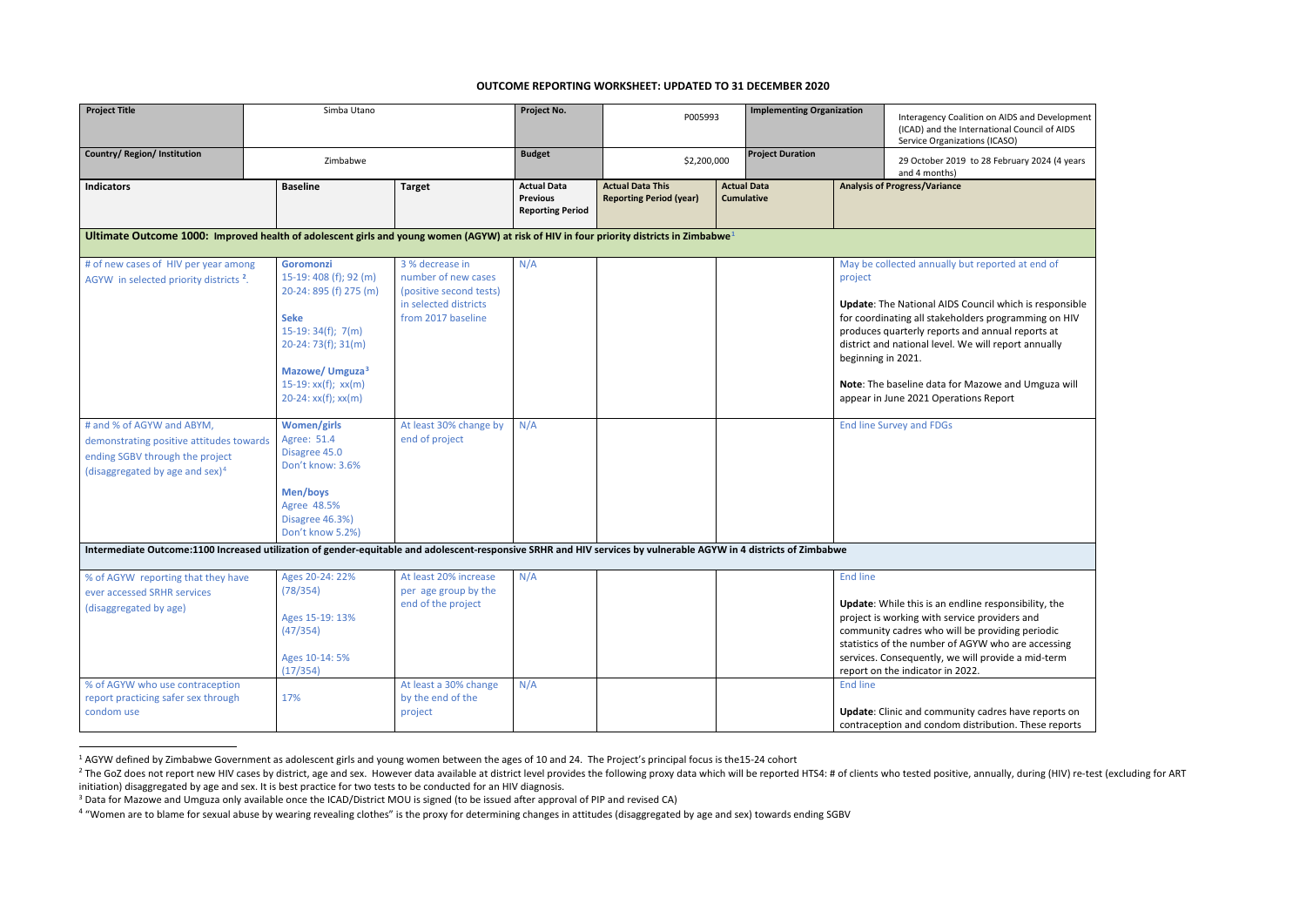## OUTCOME REPORTING WORKSHEET: UPDATED TO 31 DECEMBER 2020

| Project Title | Simba Utano | Project No. | P005993 | Implementing Organization | Interagency Coalition on AIDS and Development (ICAD) and the International Council of AIDS Service Organizations (ICASO) |
|---|---|---|---|---|---|
| Country/ Region/ Institution | Zimbabwe | Budget | $2,200,000 | Project Duration | 29 October 2019 to 28 February 2024 (4 years and 4 months) |

| Indicators | Baseline | Target | Actual Data Previous Reporting Period | Actual Data This Reporting Period (year) | Actual Data Cumulative | Analysis of Progress/Variance |
|---|---|---|---|---|---|---|
| **Ultimate Outcome 1000: Improved health of adolescent girls and young women (AGYW) at risk of HIV in four priority districts in Zimbabwe**[1] | | | | | | |
| # of new cases of HIV per year among AGYW in selected priority districts [2]. | **Goromonzi**<br>15-19: 408 (f); 92 (m)<br>20-24: 895 (f) 275 (m)<br><br>**Seke**<br>15-19: 34(f); 7(m)<br>20-24: 73(f); 31(m)<br><br>**Mazowe/ Umguza**[3]<br>15-19: xx(f); xx(m)<br>20-24: xx(f); xx(m) | 3 % decrease in number of new cases (positive second tests) in selected districts from 2017 baseline | N/A | | | May be collected annually but reported at end of project<br><br>**Update**: The National AIDS Council which is responsible for coordinating all stakeholders programming on HIV produces quarterly reports and annual reports at district and national level. We will report annually beginning in 2021.<br><br>**Note**: The baseline data for Mazowe and Umguza will appear in June 2021 Operations Report |
| # and % of AGYW and ABYM, demonstrating positive attitudes towards ending SGBV through the project (disaggregated by age and sex)[4] | **Women/girls**<br>Agree: 51.4<br>Disagree 45.0<br>Don't know: 3.6%<br><br>**Men/boys**<br>Agree 48.5%<br>Disagree 46.3%)<br>Don't know 5.2%) | At least 30% change by end of project | N/A | | | End line Survey and FDGs |
| **Intermediate Outcome:1100 Increased utilization of gender-equitable and adolescent-responsive SRHR and HIV services by vulnerable AGYW in 4 districts of Zimbabwe** | | | | | | |
| % of AGYW reporting that they have ever accessed SRHR services (disaggregated by age) | Ages 20-24: 22% (78/354)<br><br>Ages 15-19: 13% (47/354)<br><br>Ages 10-14: 5% (17/354) | At least 20% increase per age group by the end of the project | N/A | | | End line<br><br>**Update**: While this is an endline responsibility, the project is working with service providers and community cadres who will be providing periodic statistics of the number of AGYW who are accessing services. Consequently, we will provide a mid-term report on the indicator in 2022. |
| % of AGYW who use contraception report practicing safer sex through condom use | 17% | At least a 30% change by the end of the project | N/A | | | End line<br><br>**Update**: Clinic and community cadres have reports on contraception and condom distribution. These reports |

[1] AGYW defined by Zimbabwe Government as adolescent girls and young women between the ages of 10 and 24. The Project's principal focus is the15-24 cohort

[2] The GoZ does not report new HIV cases by district, age and sex. However data available at district level provides the following proxy data which will be reported HTS4: # of clients who tested positive, annually, during (HIV) re-test (excluding for ART initiation) disaggregated by age and sex. It is best practice for two tests to be conducted for an HIV diagnosis.

[3] Data for Mazowe and Umguza only available once the ICAD/District MOU is signed (to be issued after approval of PIP and revised CA)

[4] "Women are to blame for sexual abuse by wearing revealing clothes" is the proxy for determining changes in attitudes (disaggregated by age and sex) towards ending SGBV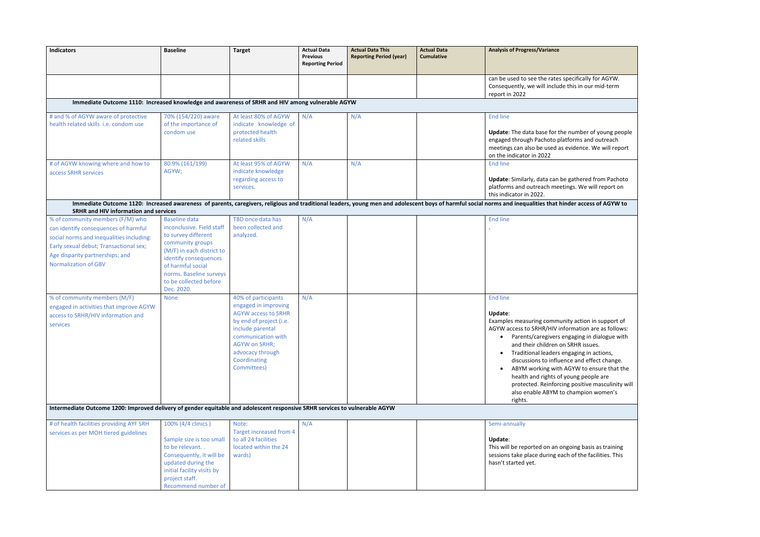| Indicators | Baseline | Target | Actual Data Previous Reporting Period | Actual Data This Reporting Period (year) | Actual Data Cumulative | Analysis of Progress/Variance |
|---|---|---|---|---|---|---|
| | | | | | | can be used to see the rates specifically for AGYW. Consequently, we will include this in our mid-term report in 2022 |
| **Immediate Outcome 1110: Increased knowledge and awareness of SRHR and HIV among vulnerable AGYW** | | | | | | |
| # and % of AGYW aware of protective health related skills i.e. condom use | 70% (154/220) aware of the importance of condom use | At least 80% of AGYW indicate knowledge of protected health related skills | N/A | N/A | | End line<br><br>**Update**: The data base for the number of young people engaged through Pachoto platforms and outreach meetings can also be used as evidence. We will report on the indicator in 2022 |
| # of AGYW knowing where and how to access SRHR services | 80.9% (161/199) AGYW; | At least 95% of AGYW indicate knowledge regarding access to services. | N/A | N/A | | End line<br><br>**Update**: Similarly, data can be gathered from Pachoto platforms and outreach meetings. We will report on this indicator in 2022. |
| **Immediate Outcome 1120: Increased awareness of parents, caregivers, religious and traditional leaders, young men and adolescent boys of harmful social norms and inequalities that hinder access of AGYW to SRHR and HIV information and services** | | | | | | |
| % of community members (F/M) who can identify consequences of harmful social norms and inequalities including: Early sexual debut; Transactional sex; Age disparity partnerships; and Normalization of GBV | Baseline data inconclusive. Field staff to survey different community groups (M/F) in each district to identify consequences of harmful social norms. Baseline surveys to be collected before Dec. 2020. | TBD once data has been collected and analyzed. | N/A | | | End line<br>. |
| % of community members (M/F) engaged in activities that improve AGYW access to SRHR/HIV information and services | None | 40% of participants engaged in improving AGYW access to SRHR by end of project (i.e. include parental communication with AGYW on SRHR; advocacy through Coordinating Committees) | N/A | | | End line<br><br>**Update**:<br>Examples measuring community action in support of AGYW access to SRHR/HIV information are as follows:<br>• Parents/caregivers engaging in dialogue with and their children on SRHR issues.<br>• Traditional leaders engaging in actions, discussions to influence and effect change.<br>• ABYM working with AGYW to ensure that the health and rights of young people are protected. Reinforcing positive masculinity will also enable ABYM to champion women's rights. |
| **Intermediate Outcome 1200: Improved delivery of gender equitable and adolescent responsive SRHR services to vulnerable AGYW** | | | | | | |
| # of health facilities providing AYF SRH services as per MOH tiered guidelines | 100% (4/4 clinics )<br><br>Sample size is too small to be relevant. . Consequently, it will be updated during the initial facility visits by project staff. Recommend number of | Note:<br>Target increased from 4 to all 24 facilities located within the 24 wards) | N/A | | | Semi-annually<br><br>**Update**:<br>This will be reported on an ongoing basis as training sessions take place during each of the facilities. This hasn't started yet. |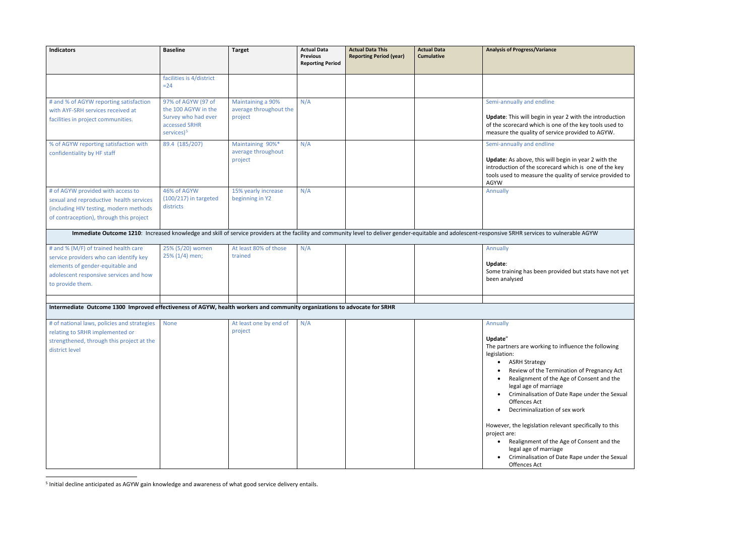| Indicators | Baseline | Target | Actual Data Previous Reporting Period | Actual Data This Reporting Period (year) | Actual Data Cumulative | Analysis of Progress/Variance |
|---|---|---|---|---|---|---|
| | facilities is 4/district =24 | | | | | |
| # and % of AGYW reporting satisfaction with AYF-SRH services received at facilities in project communities. | 97% of AGYW (97 of the 100 AGYW in the Survey who had ever accessed SRHR services)[5] | Maintaining a 90% average throughout the project | N/A | | | Semi-annually and endline<br><br>**Update**: This will begin in year 2 with the introduction of the scorecard which is one of the key tools used to measure the quality of service provided to AGYW. |
| % of AGYW reporting satisfaction with confidentiality by HF staff | 89.4 (185/207) | Maintaining 90%* average throughout project | N/A | | | Semi-annually and endline<br><br>**Update**: As above, this will begin in year 2 with the introduction of the scorecard which is one of the key tools used to measure the quality of service provided to AGYW |
| # of AGYW provided with access to sexual and reproductive health services (including HIV testing, modern methods of contraception), through this project | 46% of AGYW (100/217) in targeted districts | 15% yearly increase beginning in Y2 | N/A | | | Annually |
| **Immediate Outcome 1210**: Increased knowledge and skill of service providers at the facility and community level to deliver gender-equitable and adolescent-responsive SRHR services to vulnerable AGYW | | | | | | |
| # and % (M/F) of trained health care service providers who can identify key elements of gender-equitable and adolescent responsive services and how to provide them. | 25% (5/20) women<br>25% (1/4) men; | At least 80% of those trained | N/A | | | Annually<br><br>**Update**:<br>Some training has been provided but stats have not yet been analysed |
| | | | | | | |
| **Intermediate Outcome 1300 Improved effectiveness of AGYW, health workers and community organizations to advocate for SRHR** | | | | | | |
| # of national laws, policies and strategies relating to SRHR implemented or strengthened, through this project at the district level | None | At least one by end of project | N/A | | | Annually<br><br>**Update**"<br>The partners are working to influence the following legislation:<br>• ASRH Strategy<br>• Review of the Termination of Pregnancy Act<br>• Realignment of the Age of Consent and the legal age of marriage<br>• Criminalisation of Date Rape under the Sexual Offences Act<br>• Decriminalization of sex work<br><br>However, the legislation relevant specifically to this project are:<br>• Realignment of the Age of Consent and the legal age of marriage<br>• Criminalisation of Date Rape under the Sexual Offences Act |

[5] Initial decline anticipated as AGYW gain knowledge and awareness of what good service delivery entails.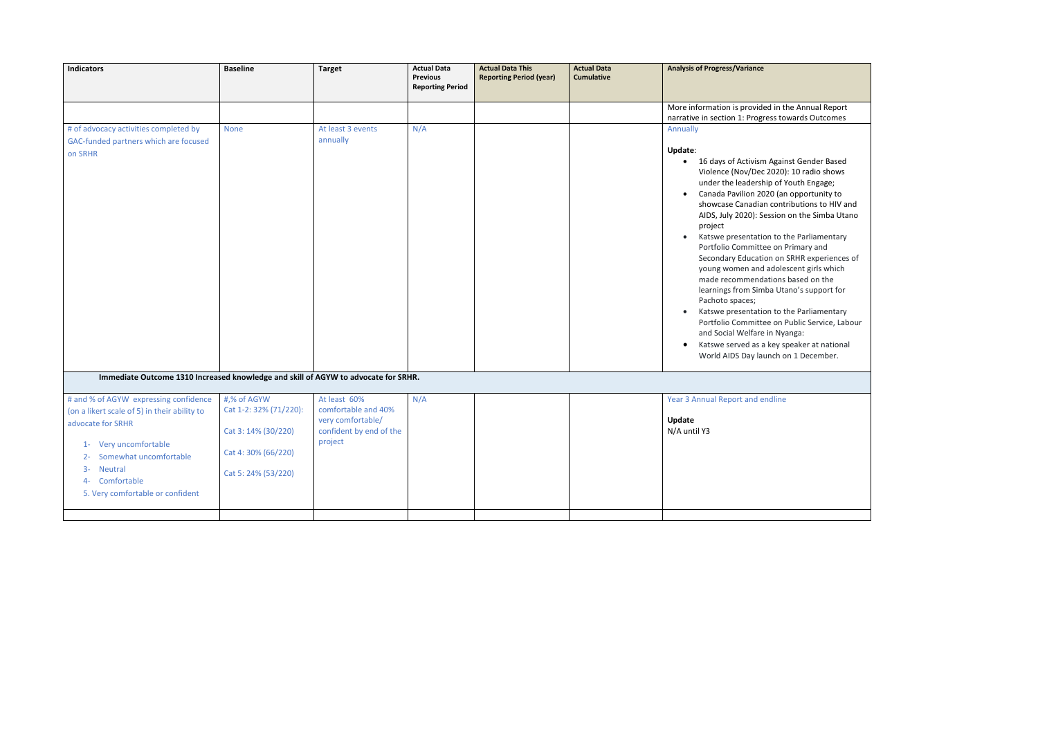| Indicators | Baseline | Target | Actual Data Previous Reporting Period | Actual Data This Reporting Period (year) | Actual Data Cumulative | Analysis of Progress/Variance |
|---|---|---|---|---|---|---|
| | | | | | | More information is provided in the Annual Report narrative in section 1: Progress towards Outcomes |
| # of advocacy activities completed by GAC-funded partners which are focused on SRHR | None | At least 3 events annually | N/A | | | Annually<br><br>**Update**:<br>• 16 days of Activism Against Gender Based Violence (Nov/Dec 2020): 10 radio shows under the leadership of Youth Engage;<br>• Canada Pavilion 2020 (an opportunity to showcase Canadian contributions to HIV and AIDS, July 2020): Session on the Simba Utano project<br>• Katswe presentation to the Parliamentary Portfolio Committee on Primary and Secondary Education on SRHR experiences of young women and adolescent girls which made recommendations based on the learnings from Simba Utano's support for Pachoto spaces;<br>• Katswe presentation to the Parliamentary Portfolio Committee on Public Service, Labour and Social Welfare in Nyanga:<br>• Katswe served as a key speaker at national World AIDS Day launch on 1 December. |
| **Immediate Outcome 1310 Increased knowledge and skill of AGYW to advocate for SRHR.** | | | | | | |
| # and % of AGYW expressing confidence (on a likert scale of 5) in their ability to advocate for SRHR<br><br>1- Very uncomfortable<br>2- Somewhat uncomfortable<br>3- Neutral<br>4- Comfortable<br>5. Very comfortable or confident | #,% of AGYW<br>Cat 1-2: 32% (71/220):<br><br>Cat 3: 14% (30/220)<br><br>Cat 4: 30% (66/220)<br><br>Cat 5: 24% (53/220) | At least 60% comfortable and 40% very comfortable/ confident by end of the project | N/A | | | Year 3 Annual Report and endline<br><br>**Update**<br>N/A until Y3 |
| | | | | | | |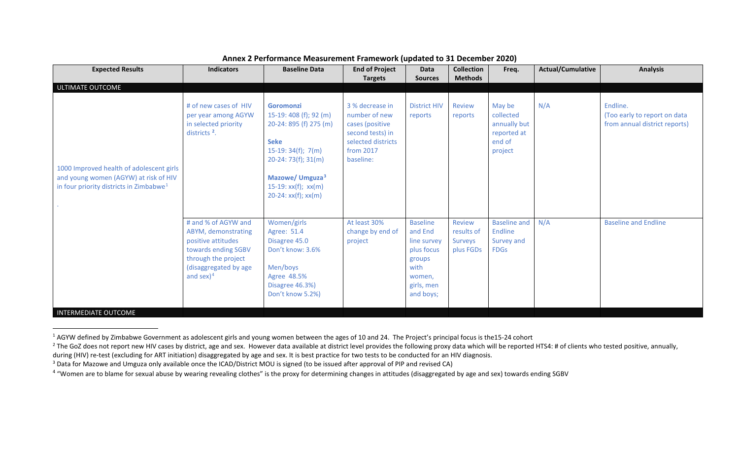**Annex 2 Performance Measurement Framework (updated to 31 December 2020)**

| Expected Results | Indicators | Baseline Data | End of Project Targets | Data Sources | Collection Methods | Freq. | Actual/Cumulative | Analysis |
|---|---|---|---|---|---|---|---|---|
| ULTIMATE OUTCOME | | | | | | | | |
| 1000 Improved health of adolescent girls and young women (AGYW) at risk of HIV in four priority districts in Zimbabwe[1] . | # of new cases of HIV per year among AGYW in selected priority districts [2]. | **Goromonzi** 15-19: 408 (f); 92 (m) 20-24: 895 (f) 275 (m) **Seke** 15-19: 34(f); 7(m) 20-24: 73(f); 31(m) **Mazowe/ Umguza[3]** 15-19: xx(f); xx(m) 20-24: xx(f); xx(m) | 3 % decrease in number of new cases (positive second tests) in selected districts from 2017 baseline: | District HIV reports | Review reports | May be collected annually but reported at end of project | N/A | Endline. (Too early to report on data from annual district reports) |
| | # and % of AGYW and ABYM, demonstrating positive attitudes towards ending SGBV through the project (disaggregated by age and sex)[4] | Women/girls Agree: 51.4 Disagree 45.0 Don't know: 3.6% Men/boys Agree 48.5% Disagree 46.3%) Don't know 5.2%) | At least 30% change by end of project | Baseline and End line survey plus focus groups with women, girls, men and boys; | Review results of Surveys plus FGDs | Baseline and Endline Survey and FDGs | N/A | Baseline and Endline |
| INTERMEDIATE OUTCOME | | | | | | | | |

[1] AGYW defined by Zimbabwe Government as adolescent girls and young women between the ages of 10 and 24. The Project's principal focus is the15-24 cohort

[2] The GoZ does not report new HIV cases by district, age and sex. However data available at district level provides the following proxy data which will be reported HTS4: # of clients who tested positive, annually, during (HIV) re-test (excluding for ART initiation) disaggregated by age and sex. It is best practice for two tests to be conducted for an HIV diagnosis.

[3] Data for Mazowe and Umguza only available once the ICAD/District MOU is signed (to be issued after approval of PIP and revised CA)

[4] "Women are to blame for sexual abuse by wearing revealing clothes" is the proxy for determining changes in attitudes (disaggregated by age and sex) towards ending SGBV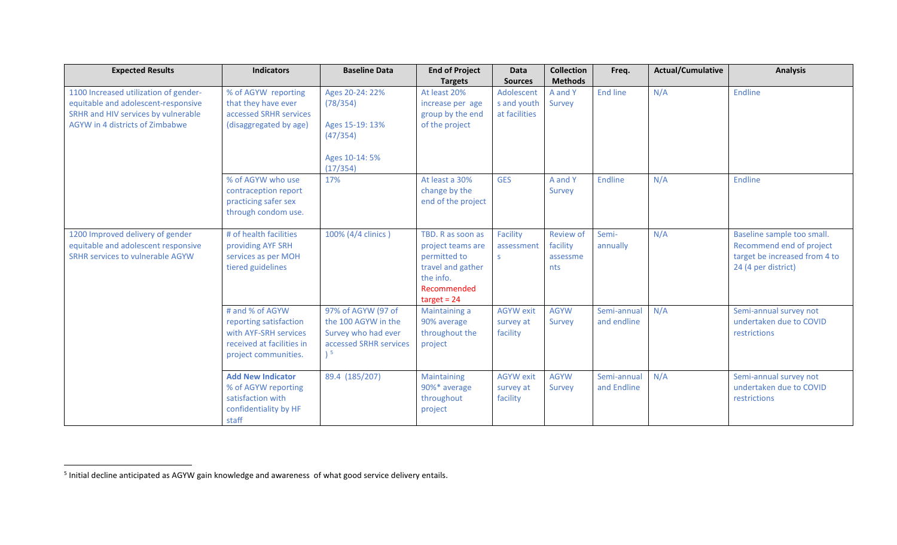| Expected Results | Indicators | Baseline Data | End of Project Targets | Data Sources | Collection Methods | Freq. | Actual/Cumulative | Analysis |
|---|---|---|---|---|---|---|---|---|
| 1100 Increased utilization of gender-equitable and adolescent-responsive SRHR and HIV services by vulnerable AGYW in 4 districts of Zimbabwe | % of AGYW reporting that they have ever accessed SRHR services (disaggregated by age) | Ages 20-24: 22% (78/354)<br><br>Ages 15-19: 13% (47/354)<br><br>Ages 10-14: 5% (17/354) | At least 20% increase per age group by the end of the project | Adolescents and youth at facilities | A and Y Survey | End line | N/A | Endline |
| | % of AGYW who use contraception report practicing safer sex through condom use. | 17% | At least a 30% change by the end of the project | GES | A and Y Survey | Endline | N/A | Endline |
| 1200 Improved delivery of gender equitable and adolescent responsive SRHR services to vulnerable AGYW | # of health facilities providing AYF SRH services as per MOH tiered guidelines | 100% (4/4 clinics ) | TBD. R as soon as project teams are permitted to travel and gather the info. Recommended target = 24 | Facility assessments | Review of facility assessments | Semi-annually | N/A | Baseline sample too small. Recommend end of project target be increased from 4 to 24 (4 per district) |
| | # and % of AGYW reporting satisfaction with AYF-SRH services received at facilities in project communities. | 97% of AGYW (97 of the 100 AGYW in the Survey who had ever accessed SRHR services )[5] | Maintaining a 90% average throughout the project | AGYW exit survey at facility | AGYW Survey | Semi-annual and endline | N/A | Semi-annual survey not undertaken due to COVID restrictions |
| | **Add New Indicator** % of AGYW reporting satisfaction with confidentiality by HF staff | 89.4 (185/207) | Maintaining 90%* average throughout project | AGYW exit survey at facility | AGYW Survey | Semi-annual and Endline | N/A | Semi-annual survey not undertaken due to COVID restrictions |

[5] Initial decline anticipated as AGYW gain knowledge and awareness of what good service delivery entails.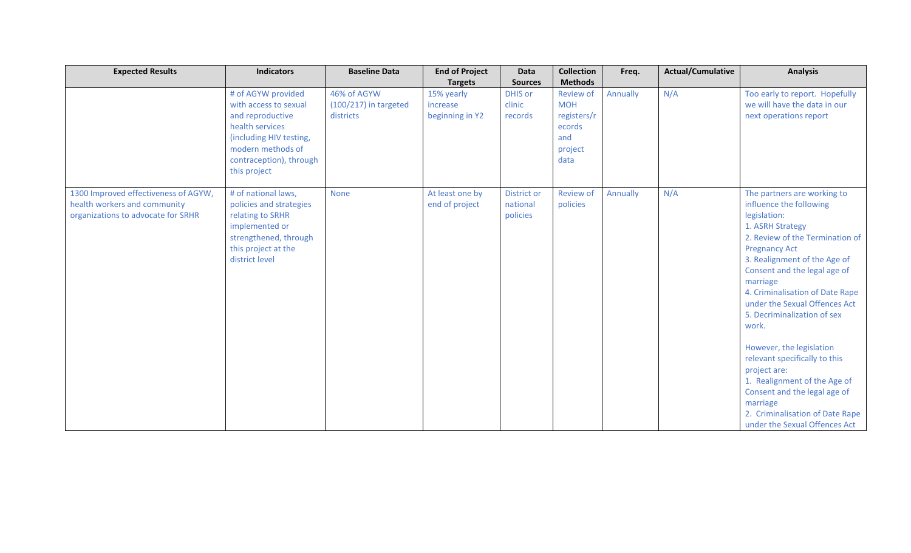| Expected Results | Indicators | Baseline Data | End of Project Targets | Data Sources | Collection Methods | Freq. | Actual/Cumulative | Analysis |
|---|---|---|---|---|---|---|---|---|
| | # of AGYW provided with access to sexual and reproductive health services (including HIV testing, modern methods of contraception), through this project | 46% of AGYW (100/217) in targeted districts | 15% yearly increase beginning in Y2 | DHIS or clinic records | Review of MOH registers/records and project data | Annually | N/A | Too early to report. Hopefully we will have the data in our next operations report |
| 1300 Improved effectiveness of AGYW, health workers and community organizations to advocate for SRHR | # of national laws, policies and strategies relating to SRHR implemented or strengthened, through this project at the district level | None | At least one by end of project | District or national policies | Review of policies | Annually | N/A | The partners are working to influence the following legislation:<br>1. ASRH Strategy<br>2. Review of the Termination of Pregnancy Act<br>3. Realignment of the Age of Consent and the legal age of marriage<br>4. Criminalisation of Date Rape under the Sexual Offences Act<br>5. Decriminalization of sex work.<br><br>However, the legislation relevant specifically to this project are:<br>1. Realignment of the Age of Consent and the legal age of marriage<br>2. Criminalisation of Date Rape under the Sexual Offences Act |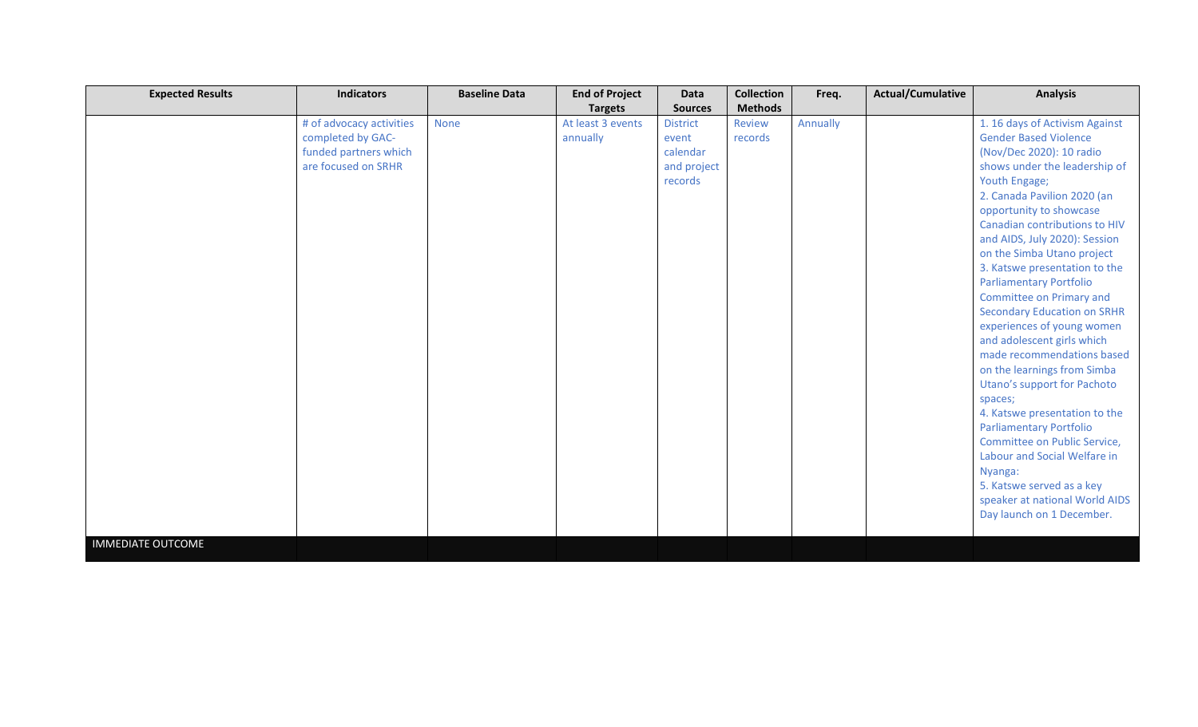| Expected Results | Indicators | Baseline Data | End of Project Targets | Data Sources | Collection Methods | Freq. | Actual/Cumulative | Analysis |
|---|---|---|---|---|---|---|---|---|
| | # of advocacy activities completed by GAC-funded partners which are focused on SRHR | None | At least 3 events annually | District event calendar and project records | Review records | Annually | | 1. 16 days of Activism Against Gender Based Violence (Nov/Dec 2020): 10 radio shows under the leadership of Youth Engage; 2. Canada Pavilion 2020 (an opportunity to showcase Canadian contributions to HIV and AIDS, July 2020): Session on the Simba Utano project 3. Katswe presentation to the Parliamentary Portfolio Committee on Primary and Secondary Education on SRHR experiences of young women and adolescent girls which made recommendations based on the learnings from Simba Utano's support for Pachoto spaces; 4. Katswe presentation to the Parliamentary Portfolio Committee on Public Service, Labour and Social Welfare in Nyanga: 5. Katswe served as a key speaker at national World AIDS Day launch on 1 December. |
| IMMEDIATE OUTCOME | | | | | | | | |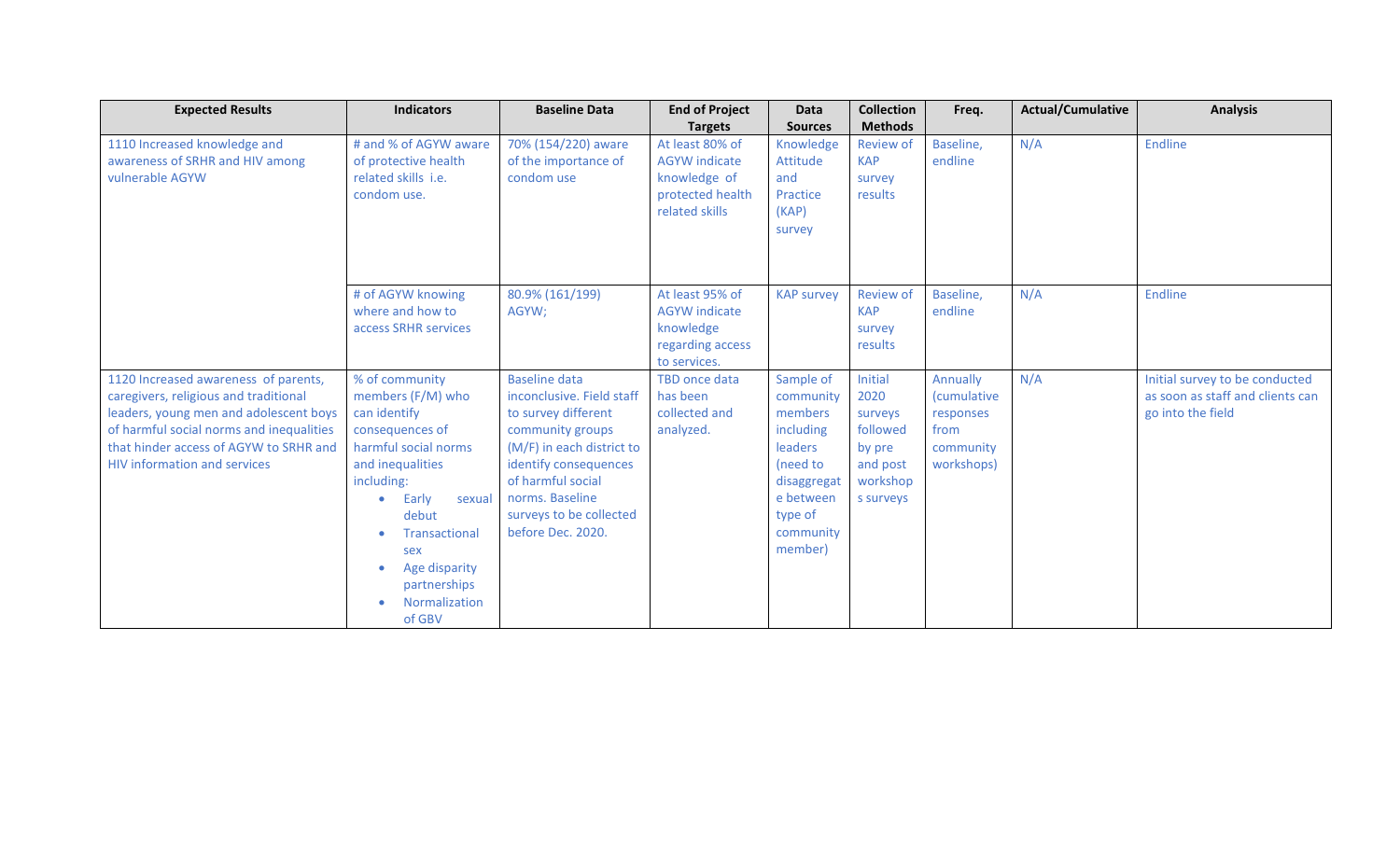| Expected Results | Indicators | Baseline Data | End of Project Targets | Data Sources | Collection Methods | Freq. | Actual/Cumulative | Analysis |
|---|---|---|---|---|---|---|---|---|
| 1110 Increased knowledge and awareness of SRHR and HIV among vulnerable AGYW | # and % of AGYW aware of protective health related skills i.e. condom use. | 70% (154/220) aware of the importance of condom use | At least 80% of AGYW indicate knowledge of protected health related skills | Knowledge Attitude and Practice (KAP) survey | Review of KAP survey results | Baseline, endline | N/A | Endline |
| | # of AGYW knowing where and how to access SRHR services | 80.9% (161/199) AGYW; | At least 95% of AGYW indicate knowledge regarding access to services. | KAP survey | Review of KAP survey results | Baseline, endline | N/A | Endline |
| 1120 Increased awareness of parents, caregivers, religious and traditional leaders, young men and adolescent boys of harmful social norms and inequalities that hinder access of AGYW to SRHR and HIV information and services | % of community members (F/M) who can identify consequences of harmful social norms and inequalities including: <br>• Early sexual debut <br>• Transactional sex <br>• Age disparity partnerships <br>• Normalization of GBV | Baseline data inconclusive. Field staff to survey different community groups (M/F) in each district to identify consequences of harmful social norms. Baseline surveys to be collected before Dec. 2020. | TBD once data has been collected and analyzed. | Sample of community members including leaders (need to disaggregate between type of community member) | Initial 2020 surveys followed by pre and post workshops surveys | Annually (cumulative responses from community workshops) | N/A | Initial survey to be conducted as soon as staff and clients can go into the field |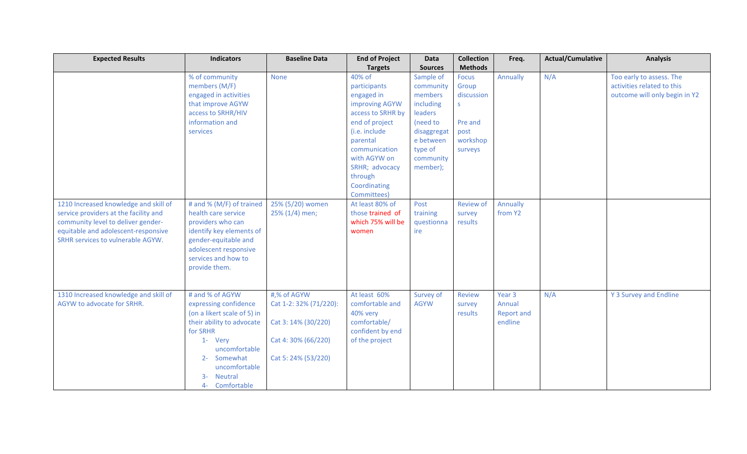| Expected Results | Indicators | Baseline Data | End of Project Targets | Data Sources | Collection Methods | Freq. | Actual/Cumulative | Analysis |
|---|---|---|---|---|---|---|---|---|
| | % of community members (M/F) engaged in activities that improve AGYW access to SRHR/HIV information and services | None | 40% of participants engaged in improving AGYW access to SRHR by end of project (i.e. include parental communication with AGYW on SRHR; advocacy through Coordinating Committees) | Sample of community members including leaders (need to disaggregate between type of community member); | Focus Group discussions<br><br>Pre and post workshop surveys | Annually | N/A | Too early to assess. The activities related to this outcome will only begin in Y2 |
| 1210 Increased knowledge and skill of service providers at the facility and community level to deliver gender-equitable and adolescent-responsive SRHR services to vulnerable AGYW. | # and % (M/F) of trained health care service providers who can identify key elements of gender-equitable and adolescent responsive services and how to provide them. | 25% (5/20) women<br>25% (1/4) men; | At least 80% of those trained of which 75% will be women | Post training questionnaire | Review of survey results | Annually from Y2 | | |
| 1310 Increased knowledge and skill of AGYW to advocate for SRHR. | # and % of AGYW expressing confidence (on a likert scale of 5) in their ability to advocate for SRHR<br>1- Very uncomfortable<br>2- Somewhat uncomfortable<br>3- Neutral<br>4- Comfortable | #,% of AGYW<br>Cat 1-2: 32% (71/220):<br><br>Cat 3: 14% (30/220)<br><br>Cat 4: 30% (66/220)<br><br>Cat 5: 24% (53/220) | At least 60% comfortable and 40% very comfortable/ confident by end of the project | Survey of AGYW | Review survey results | Year 3 Annual Report and endline | N/A | Y 3 Survey and Endline |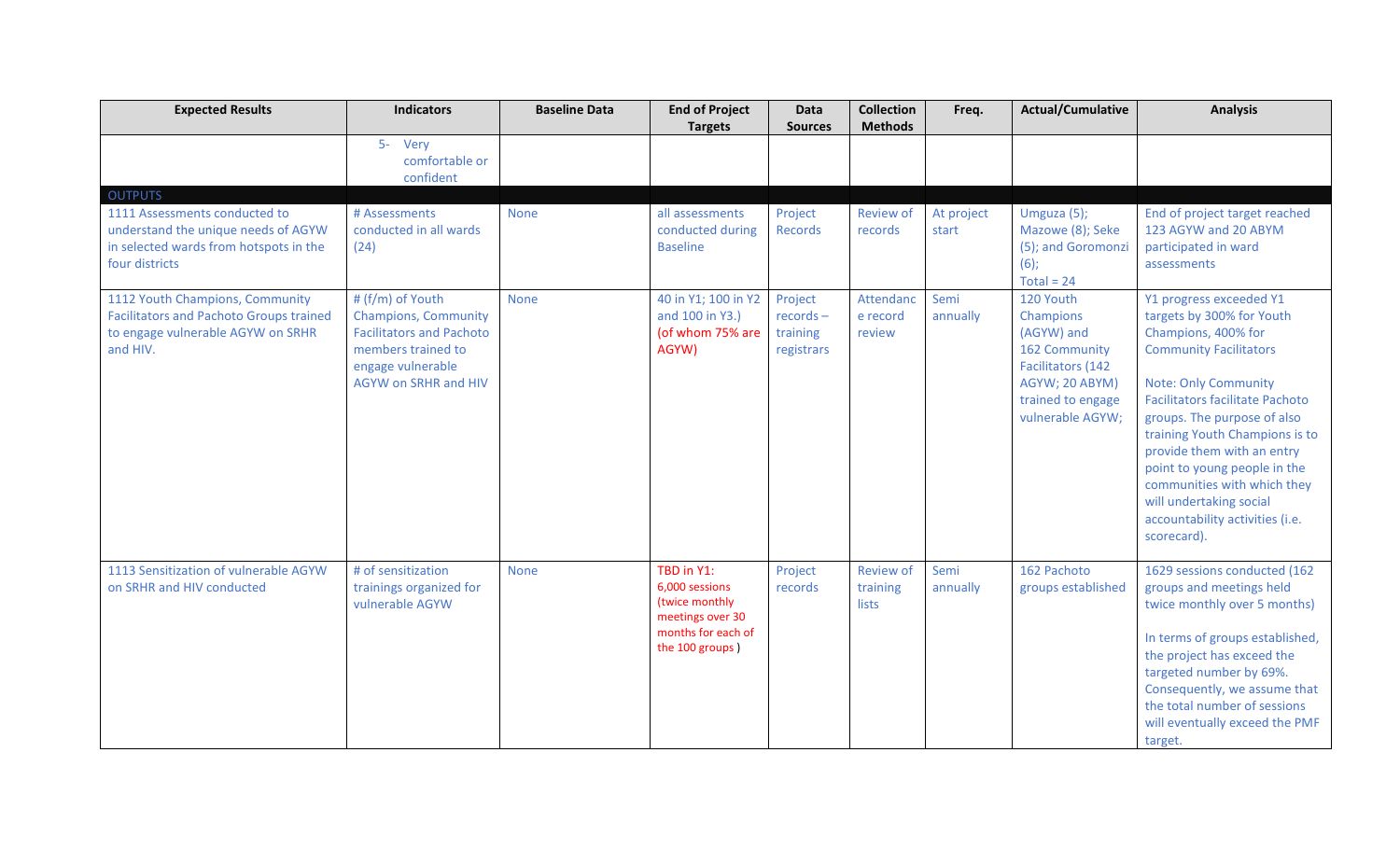| Expected Results | Indicators | Baseline Data | End of Project Targets | Data Sources | Collection Methods | Freq. | Actual/Cumulative | Analysis |
|---|---|---|---|---|---|---|---|---|
| | 5- Very comfortable or confident | | | | | | | |
| OUTPUTS | | | | | | | | |
| 1111 Assessments conducted to understand the unique needs of AGYW in selected wards from hotspots in the four districts | # Assessments conducted in all wards (24) | None | all assessments conducted during Baseline | Project Records | Review of records | At project start | Umguza (5); Mazowe (8); Seke (5); and Goromonzi (6);<br>Total = 24 | End of project target reached 123 AGYW and 20 ABYM participated in ward assessments |
| 1112 Youth Champions, Community Facilitators and Pachoto Groups trained to engage vulnerable AGYW on SRHR and HIV. | # (f/m) of Youth Champions, Community Facilitators and Pachoto members trained to engage vulnerable AGYW on SRHR and HIV | None | 40 in Y1; 100 in Y2 and 100 in Y3.) (of whom 75% are AGYW) | Project records – training registrars | Attendance record review | Semi annually | 120 Youth Champions (AGYW) and 162 Community Facilitators (142 AGYW; 20 ABYM) trained to engage vulnerable AGYW; | Y1 progress exceeded Y1 targets by 300% for Youth Champions, 400% for Community Facilitators<br><br>Note: Only Community Facilitators facilitate Pachoto groups. The purpose of also training Youth Champions is to provide them with an entry point to young people in the communities with which they will undertaking social accountability activities (i.e. scorecard). |
| 1113 Sensitization of vulnerable AGYW on SRHR and HIV conducted | # of sensitization trainings organized for vulnerable AGYW | None | TBD in Y1:<br>6,000 sessions (twice monthly meetings over 30 months for each of the 100 groups ) | Project records | Review of training lists | Semi annually | 162 Pachoto groups established | 1629 sessions conducted (162 groups and meetings held twice monthly over 5 months)<br><br>In terms of groups established, the project has exceed the targeted number by 69%. Consequently, we assume that the total number of sessions will eventually exceed the PMF target. |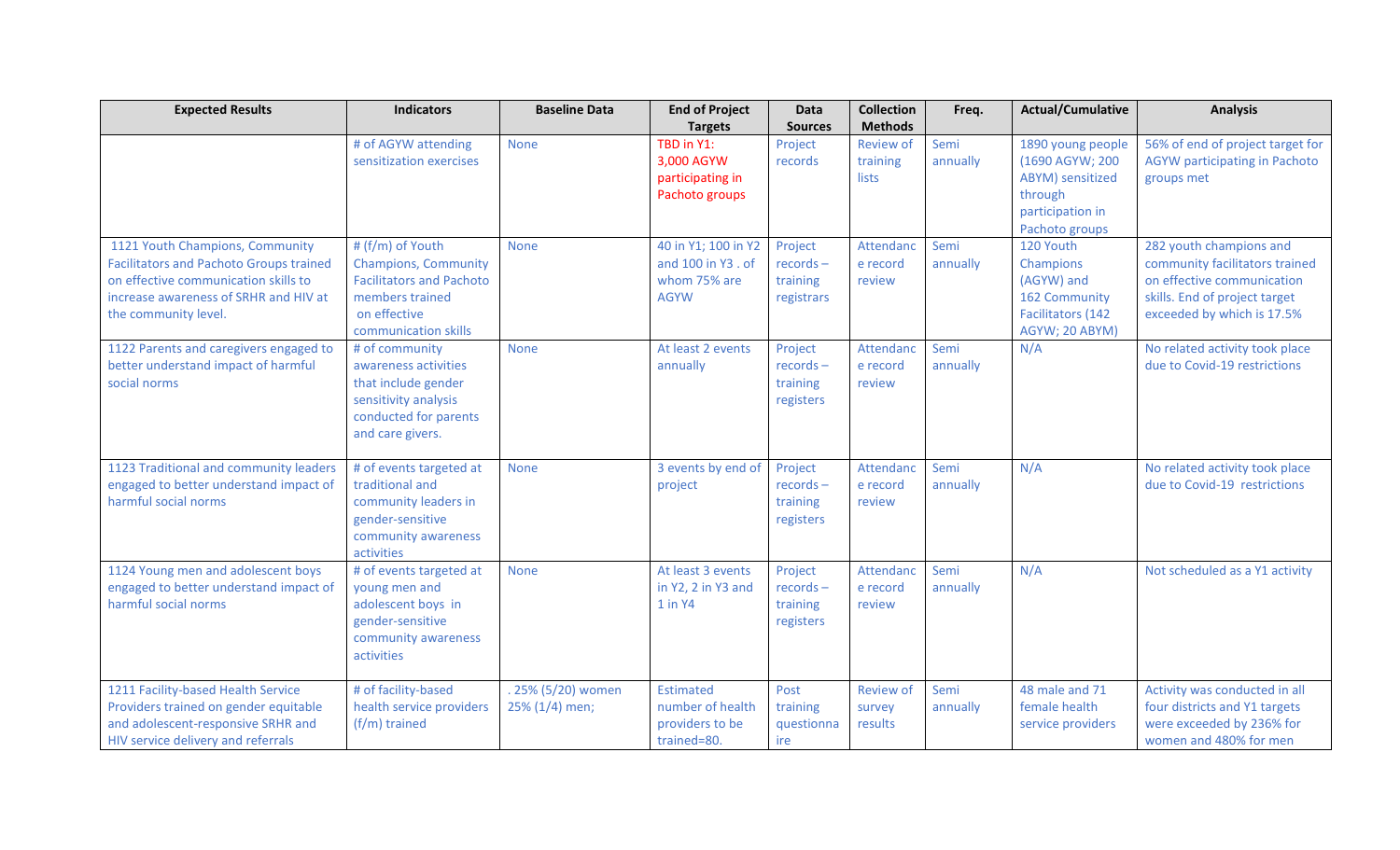| Expected Results | Indicators | Baseline Data | End of Project Targets | Data Sources | Collection Methods | Freq. | Actual/Cumulative | Analysis |
|---|---|---|---|---|---|---|---|---|
| | # of AGYW attending sensitization exercises | None | TBD in Y1: 3,000 AGYW participating in Pachoto groups | Project records | Review of training lists | Semi annually | 1890 young people (1690 AGYW; 200 ABYM) sensitized through participation in Pachoto groups | 56% of end of project target for AGYW participating in Pachoto groups met |
| 1121 Youth Champions, Community Facilitators and Pachoto Groups trained on effective communication skills to increase awareness of SRHR and HIV at the community level. | # (f/m) of Youth Champions, Community Facilitators and Pachoto members trained on effective communication skills | None | 40 in Y1; 100 in Y2 and 100 in Y3 . of whom 75% are AGYW | Project records – training registrars | Attendance record review | Semi annually | 120 Youth Champions (AGYW) and 162 Community Facilitators (142 AGYW; 20 ABYM) | 282 youth champions and community facilitators trained on effective communication skills. End of project target exceeded by which is 17.5% |
| 1122 Parents and caregivers engaged to better understand impact of harmful social norms | # of community awareness activities that include gender sensitivity analysis conducted for parents and care givers. | None | At least 2 events annually | Project records – training registers | Attendance record review | Semi annually | N/A | No related activity took place due to Covid-19 restrictions |
| 1123 Traditional and community leaders engaged to better understand impact of harmful social norms | # of events targeted at traditional and community leaders in gender-sensitive community awareness activities | None | 3 events by end of project | Project records – training registers | Attendance record review | Semi annually | N/A | No related activity took place due to Covid-19 restrictions |
| 1124 Young men and adolescent boys engaged to better understand impact of harmful social norms | # of events targeted at young men and adolescent boys in gender-sensitive community awareness activities | None | At least 3 events in Y2, 2 in Y3 and 1 in Y4 | Project records – training registers | Attendance record review | Semi annually | N/A | Not scheduled as a Y1 activity |
| 1211 Facility-based Health Service Providers trained on gender equitable and adolescent-responsive SRHR and HIV service delivery and referrals | # of facility-based health service providers (f/m) trained | . 25% (5/20) women 25% (1/4) men; | Estimated number of health providers to be trained=80. | Post training questionnaire | Review of survey results | Semi annually | 48 male and 71 female health service providers | Activity was conducted in all four districts and Y1 targets were exceeded by 236% for women and 480% for men |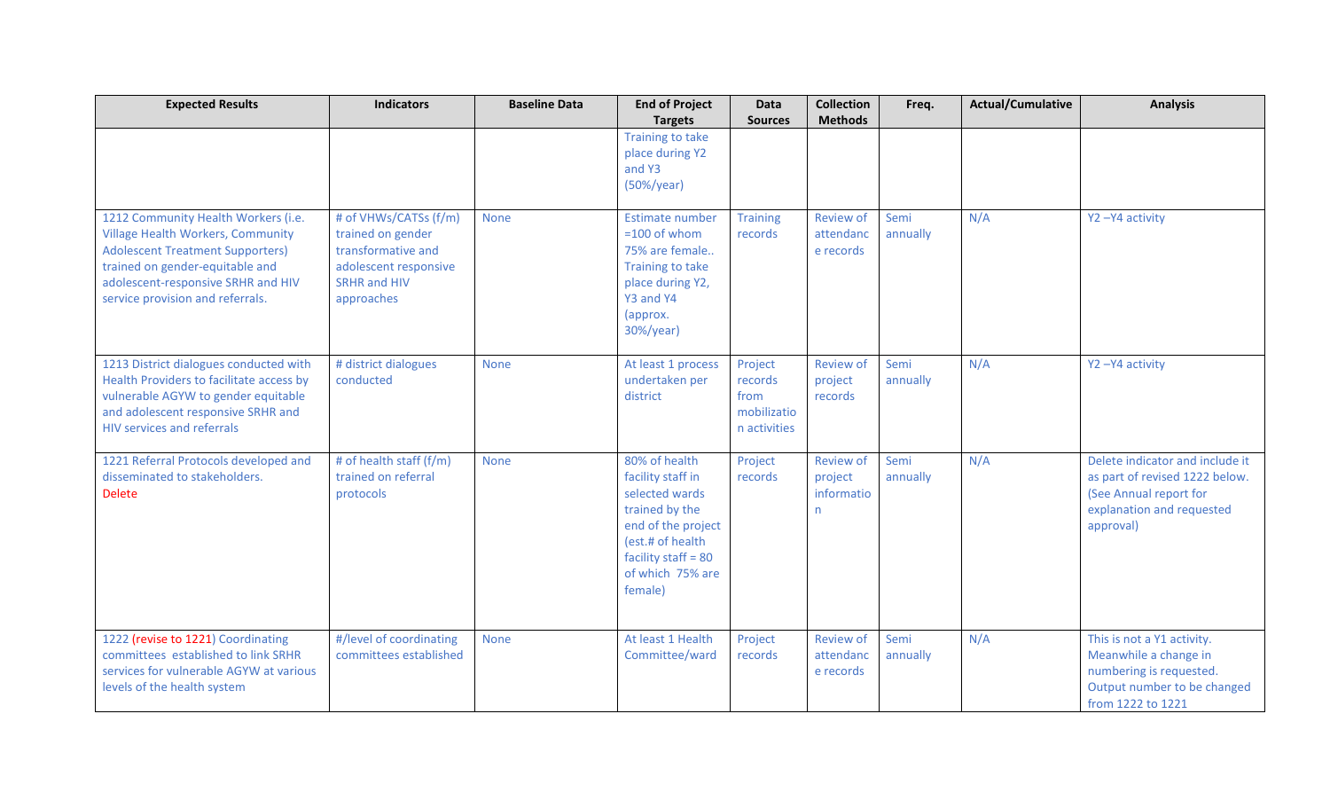| Expected Results | Indicators | Baseline Data | End of Project Targets | Data Sources | Collection Methods | Freq. | Actual/Cumulative | Analysis |
|---|---|---|---|---|---|---|---|---|
| | | | Training to take place during Y2 and Y3 (50%/year) | | | | | |
| 1212 Community Health Workers (i.e. Village Health Workers, Community Adolescent Treatment Supporters) trained on gender-equitable and adolescent-responsive SRHR and HIV service provision and referrals. | # of VHWs/CATSs (f/m) trained on gender transformative and adolescent responsive SRHR and HIV approaches | None | Estimate number =100 of whom 75% are female.. Training to take place during Y2, Y3 and Y4 (approx. 30%/year) | Training records | Review of attendance records | Semi annually | N/A | Y2 –Y4 activity |
| 1213 District dialogues conducted with Health Providers to facilitate access by vulnerable AGYW to gender equitable and adolescent responsive SRHR and HIV services and referrals | # district dialogues conducted | None | At least 1 process undertaken per district | Project records from mobilization activities | Review of project records | Semi annually | N/A | Y2 –Y4 activity |
| 1221 Referral Protocols developed and disseminated to stakeholders. Delete | # of health staff (f/m) trained on referral protocols | None | 80% of health facility staff in selected wards trained by the end of the project (est.# of health facility staff = 80 of which 75% are female) | Project records | Review of project information | Semi annually | N/A | Delete indicator and include it as part of revised 1222 below. (See Annual report for explanation and requested approval) |
| 1222 (revise to 1221) Coordinating committees established to link SRHR services for vulnerable AGYW at various levels of the health system | #/level of coordinating committees established | None | At least 1 Health Committee/ward | Project records | Review of attendance records | Semi annually | N/A | This is not a Y1 activity. Meanwhile a change in numbering is requested. Output number to be changed from 1222 to 1221 |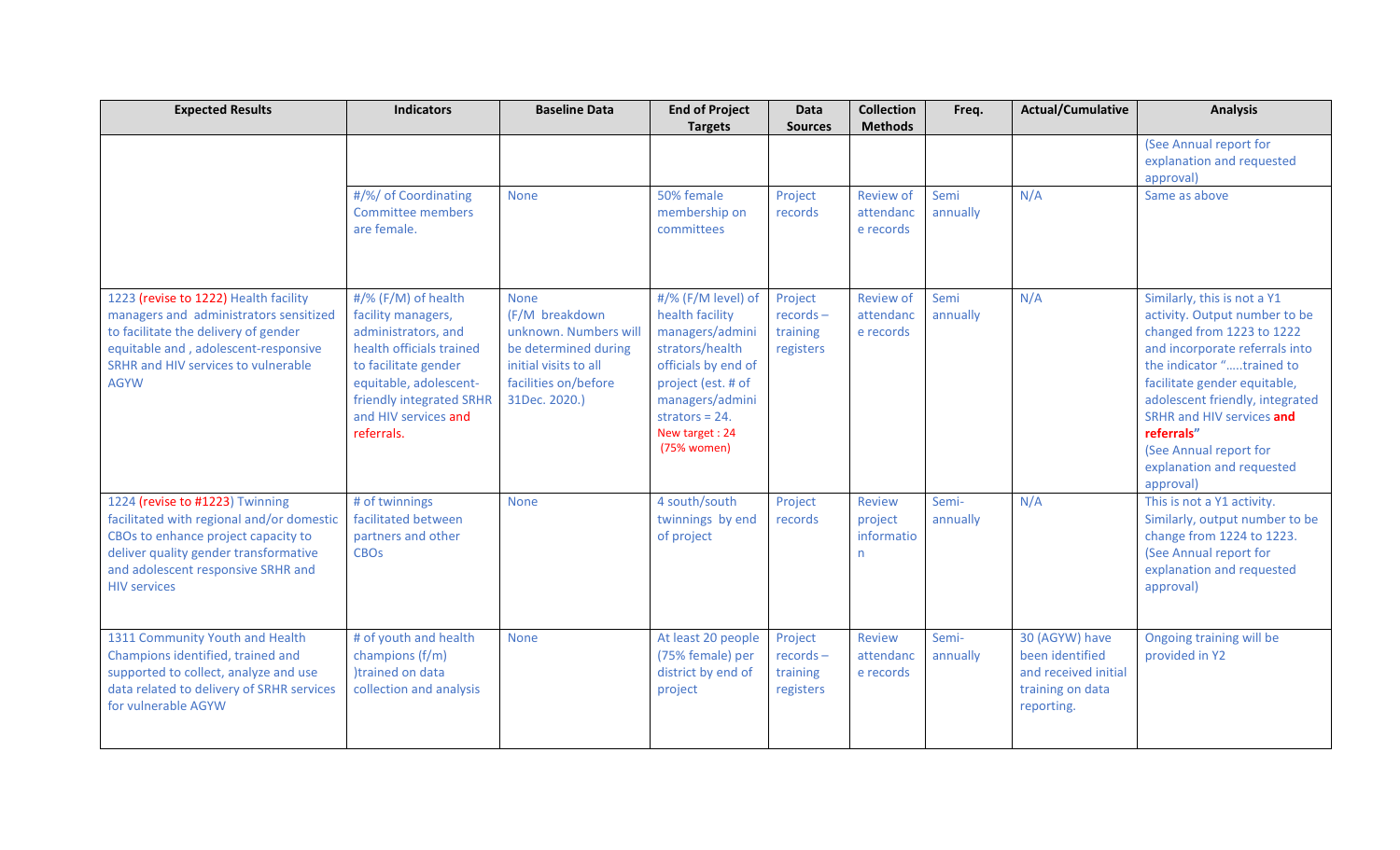| Expected Results | Indicators | Baseline Data | End of Project Targets | Data Sources | Collection Methods | Freq. | Actual/Cumulative | Analysis |
|---|---|---|---|---|---|---|---|---|
| | | | | | | | | (See Annual report for explanation and requested approval) |
| | #/%/ of Coordinating Committee members are female. | None | 50% female membership on committees | Project records | Review of attendance records | Semi annually | N/A | Same as above |
| 1223 (revise to 1222) Health facility managers and administrators sensitized to facilitate the delivery of gender equitable and , adolescent-responsive SRHR and HIV services to vulnerable AGYW | #/% (F/M) of health facility managers, administrators, and health officials trained to facilitate gender equitable, adolescent-friendly integrated SRHR and HIV services and referrals. | None (F/M breakdown unknown. Numbers will be determined during initial visits to all facilities on/before 31Dec. 2020.) | #/% (F/M level) of health facility managers/administrators/health officials by end of project (est. # of managers/administrators = 24. New target : 24 (75% women) | Project records – training registers | Review of attendance records | Semi annually | N/A | Similarly, this is not a Y1 activity. Output number to be changed from 1223 to 1222 and incorporate referrals into the indicator "…..trained to facilitate gender equitable, adolescent friendly, integrated SRHR and HIV services **and referrals**" (See Annual report for explanation and requested approval) |
| 1224 (revise to #1223) Twinning facilitated with regional and/or domestic CBOs to enhance project capacity to deliver quality gender transformative and adolescent responsive SRHR and HIV services | # of twinnings facilitated between partners and other CBOs | None | 4 south/south twinnings by end of project | Project records | Review project information | Semi-annually | N/A | This is not a Y1 activity. Similarly, output number to be change from 1224 to 1223. (See Annual report for explanation and requested approval) |
| 1311 Community Youth and Health Champions identified, trained and supported to collect, analyze and use data related to delivery of SRHR services for vulnerable AGYW | # of youth and health champions (f/m) )trained on data collection and analysis | None | At least 20 people (75% female) per district by end of project | Project records – training registers | Review attendance records | Semi-annually | 30 (AGYW) have been identified and received initial training on data reporting. | Ongoing training will be provided in Y2 |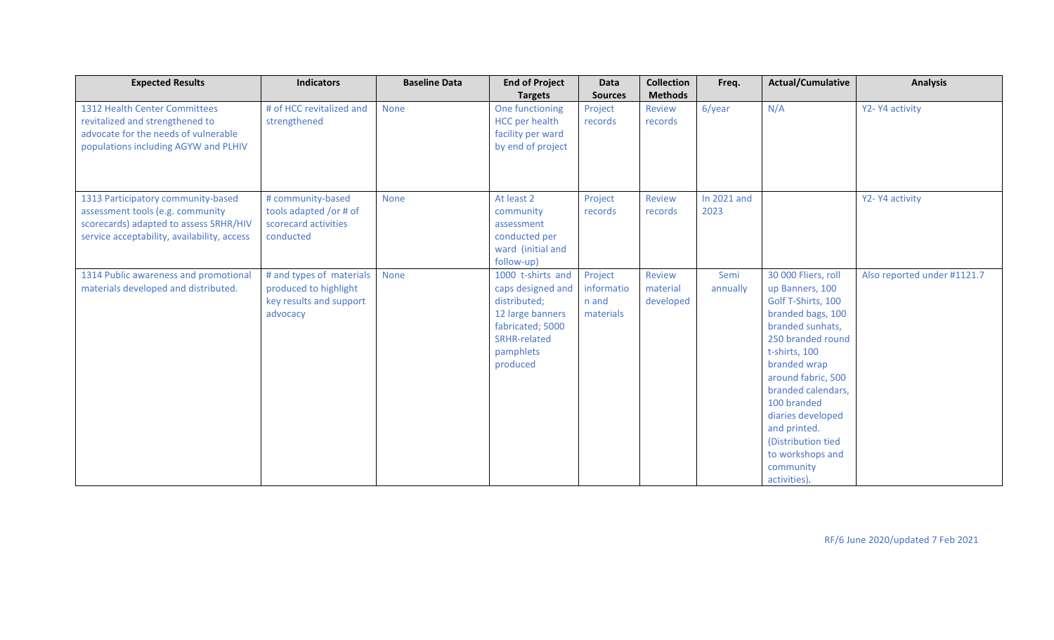| Expected Results | Indicators | Baseline Data | End of Project Targets | Data Sources | Collection Methods | Freq. | Actual/Cumulative | Analysis |
|---|---|---|---|---|---|---|---|---|
| 1312 Health Center Committees revitalized and strengthened to advocate for the needs of vulnerable populations including AGYW and PLHIV | # of HCC revitalized and strengthened | None | One functioning HCC per health facility per ward by end of project | Project records | Review records | 6/year | N/A | Y2- Y4 activity |
| 1313 Participatory community-based assessment tools (e.g. community scorecards) adapted to assess SRHR/HIV service acceptability, availability, access | # community-based tools adapted /or # of scorecard activities conducted | None | At least 2 community assessment conducted per ward (initial and follow-up) | Project records | Review records | In 2021 and 2023 | | Y2- Y4 activity |
| 1314 Public awareness and promotional materials developed and distributed. | # and types of materials produced to highlight key results and support advocacy | None | 1000 t-shirts and caps designed and distributed; 12 large banners fabricated; 5000 SRHR-related pamphlets produced | Project information and materials | Review material developed | Semi annually | 30 000 Fliers, roll up Banners, 100 Golf T-Shirts, 100 branded bags, 100 branded sunhats, 250 branded round t-shirts, 100 branded wrap around fabric, 500 branded calendars, 100 branded diaries developed and printed. (Distribution tied to workshops and community activities). | Also reported under #1121.7 |

RF/6 June 2020/updated 7 Feb 2021